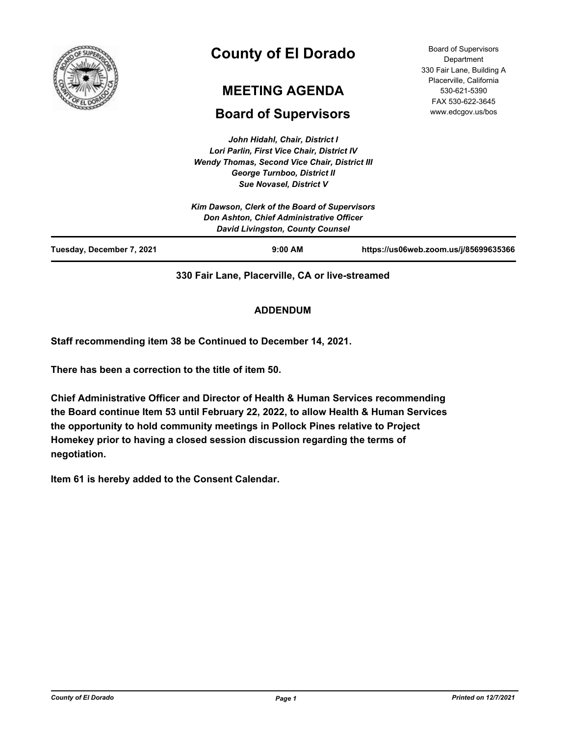# County of El Dorado

## MEETING AGENDA

## Board of Supervisors

Board of Supervisors Department
330 Fair Lane, Building A
Placerville, California
530-621-5390
FAX 530-622-3645
www.edcgov.us/bos

*John Hidahl, Chair, District I*
*Lori Parlin, First Vice Chair, District IV*
*Wendy Thomas, Second Vice Chair, District III*
*George Turnboo, District II*
*Sue Novasel, District V*

*Kim Dawson, Clerk of the Board of Supervisors*
*Don Ashton, Chief Administrative Officer*
*David Livingston, County Counsel*

**Tuesday, December 7, 2021** | **9:00 AM** | **https://us06web.zoom.us/j/85699635366**

**330 Fair Lane, Placerville, CA or live-streamed**

**ADDENDUM**

**Staff recommending item 38 be Continued to December 14, 2021.**

**There has been a correction to the title of item 50.**

**Chief Administrative Officer and Director of Health & Human Services recommending the Board continue Item 53 until February 22, 2022, to allow Health & Human Services the opportunity to hold community meetings in Pollock Pines relative to Project Homekey prior to having a closed session discussion regarding the terms of negotiation.**

**Item 61 is hereby added to the Consent Calendar.**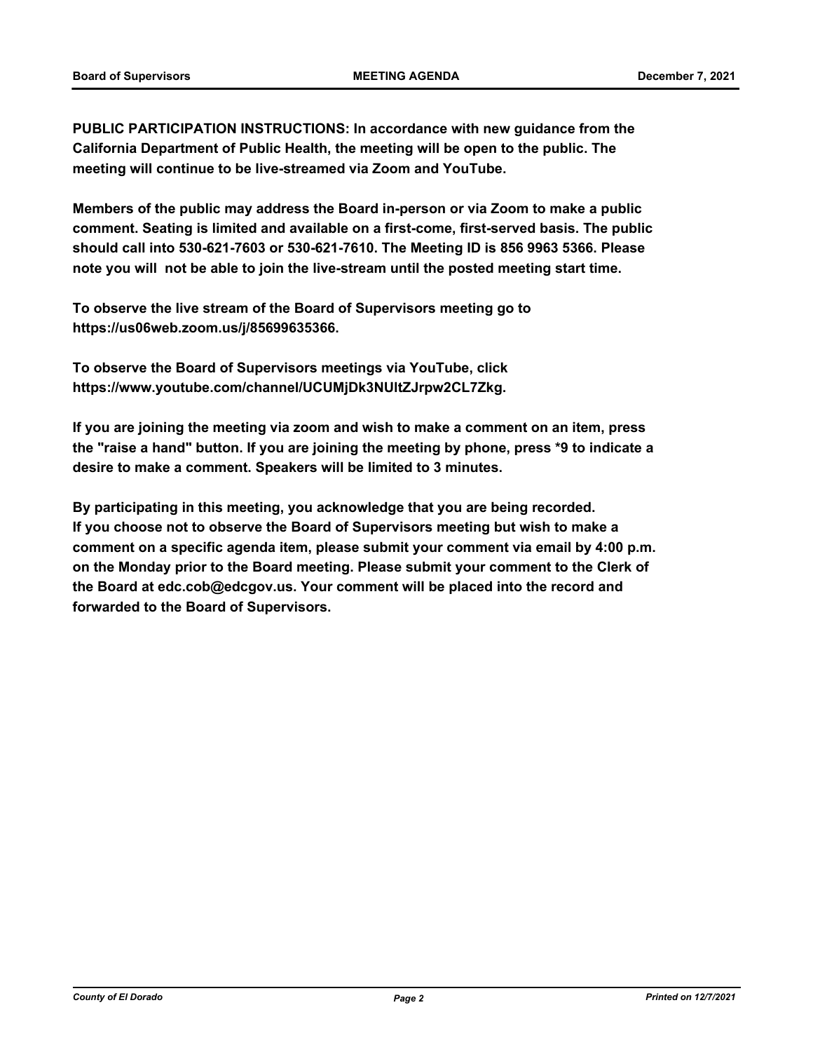**PUBLIC PARTICIPATION INSTRUCTIONS: In accordance with new guidance from the California Department of Public Health, the meeting will be open to the public. The meeting will continue to be live-streamed via Zoom and YouTube.**

**Members of the public may address the Board in-person or via Zoom to make a public comment. Seating is limited and available on a first-come, first-served basis. The public should call into 530-621-7603 or 530-621-7610. The Meeting ID is 856 9963 5366. Please note you will not be able to join the live-stream until the posted meeting start time.**

**To observe the live stream of the Board of Supervisors meeting go to https://us06web.zoom.us/j/85699635366.**

**To observe the Board of Supervisors meetings via YouTube, click https://www.youtube.com/channel/UCUMjDk3NUltZJrpw2CL7Zkg.**

**If you are joining the meeting via zoom and wish to make a comment on an item, press the "raise a hand" button. If you are joining the meeting by phone, press *9 to indicate a desire to make a comment. Speakers will be limited to 3 minutes.**

**By participating in this meeting, you acknowledge that you are being recorded. If you choose not to observe the Board of Supervisors meeting but wish to make a comment on a specific agenda item, please submit your comment via email by 4:00 p.m. on the Monday prior to the Board meeting. Please submit your comment to the Clerk of the Board at edc.cob@edcgov.us. Your comment will be placed into the record and forwarded to the Board of Supervisors.**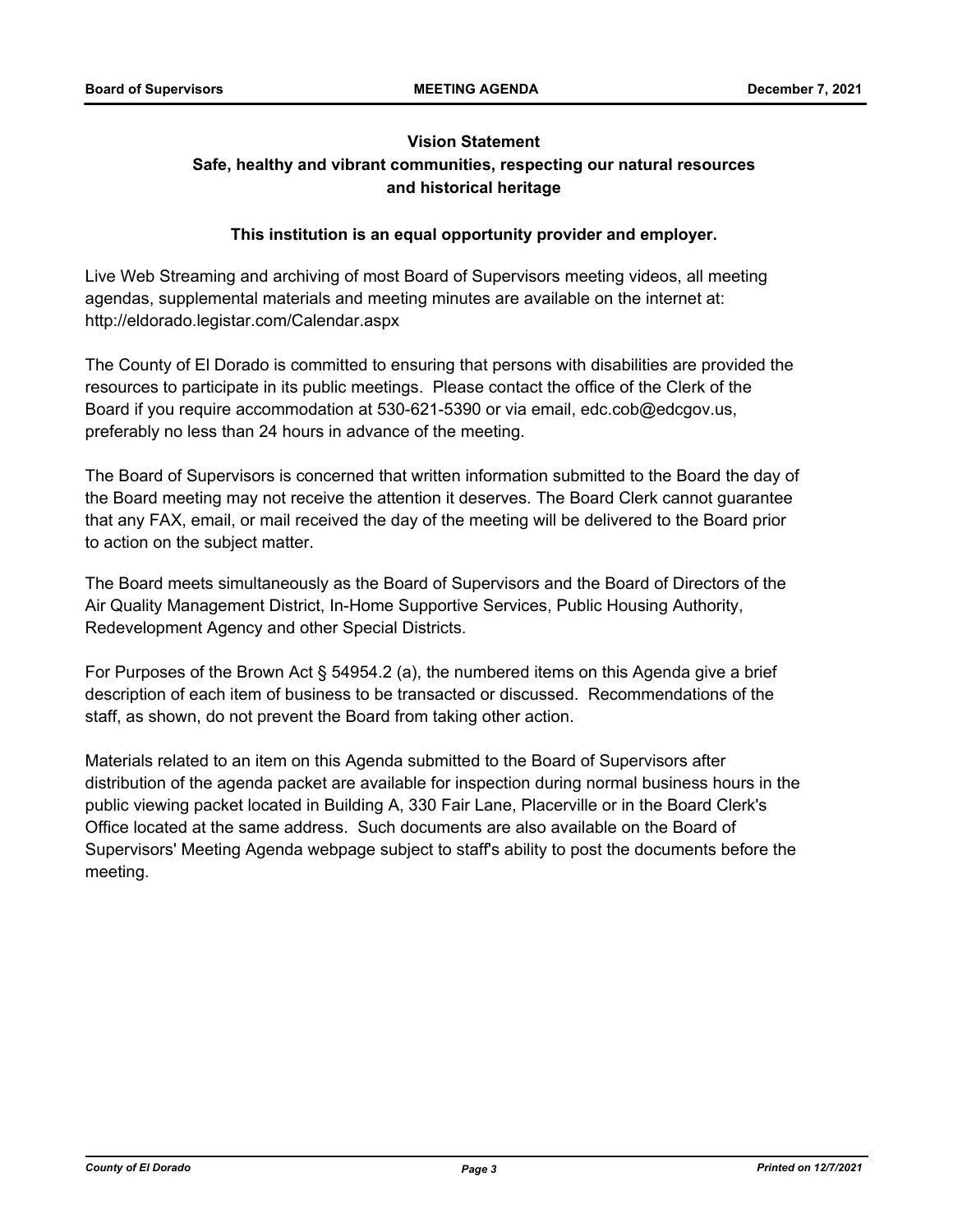**Vision Statement**

**Safe, healthy and vibrant communities, respecting our natural resources and historical heritage**

**This institution is an equal opportunity provider and employer.**

Live Web Streaming and archiving of most Board of Supervisors meeting videos, all meeting agendas, supplemental materials and meeting minutes are available on the internet at: http://eldorado.legistar.com/Calendar.aspx

The County of El Dorado is committed to ensuring that persons with disabilities are provided the resources to participate in its public meetings. Please contact the office of the Clerk of the Board if you require accommodation at 530-621-5390 or via email, edc.cob@edcgov.us, preferably no less than 24 hours in advance of the meeting.

The Board of Supervisors is concerned that written information submitted to the Board the day of the Board meeting may not receive the attention it deserves. The Board Clerk cannot guarantee that any FAX, email, or mail received the day of the meeting will be delivered to the Board prior to action on the subject matter.

The Board meets simultaneously as the Board of Supervisors and the Board of Directors of the Air Quality Management District, In-Home Supportive Services, Public Housing Authority, Redevelopment Agency and other Special Districts.

For Purposes of the Brown Act § 54954.2 (a), the numbered items on this Agenda give a brief description of each item of business to be transacted or discussed. Recommendations of the staff, as shown, do not prevent the Board from taking other action.

Materials related to an item on this Agenda submitted to the Board of Supervisors after distribution of the agenda packet are available for inspection during normal business hours in the public viewing packet located in Building A, 330 Fair Lane, Placerville or in the Board Clerk's Office located at the same address. Such documents are also available on the Board of Supervisors' Meeting Agenda webpage subject to staff's ability to post the documents before the meeting.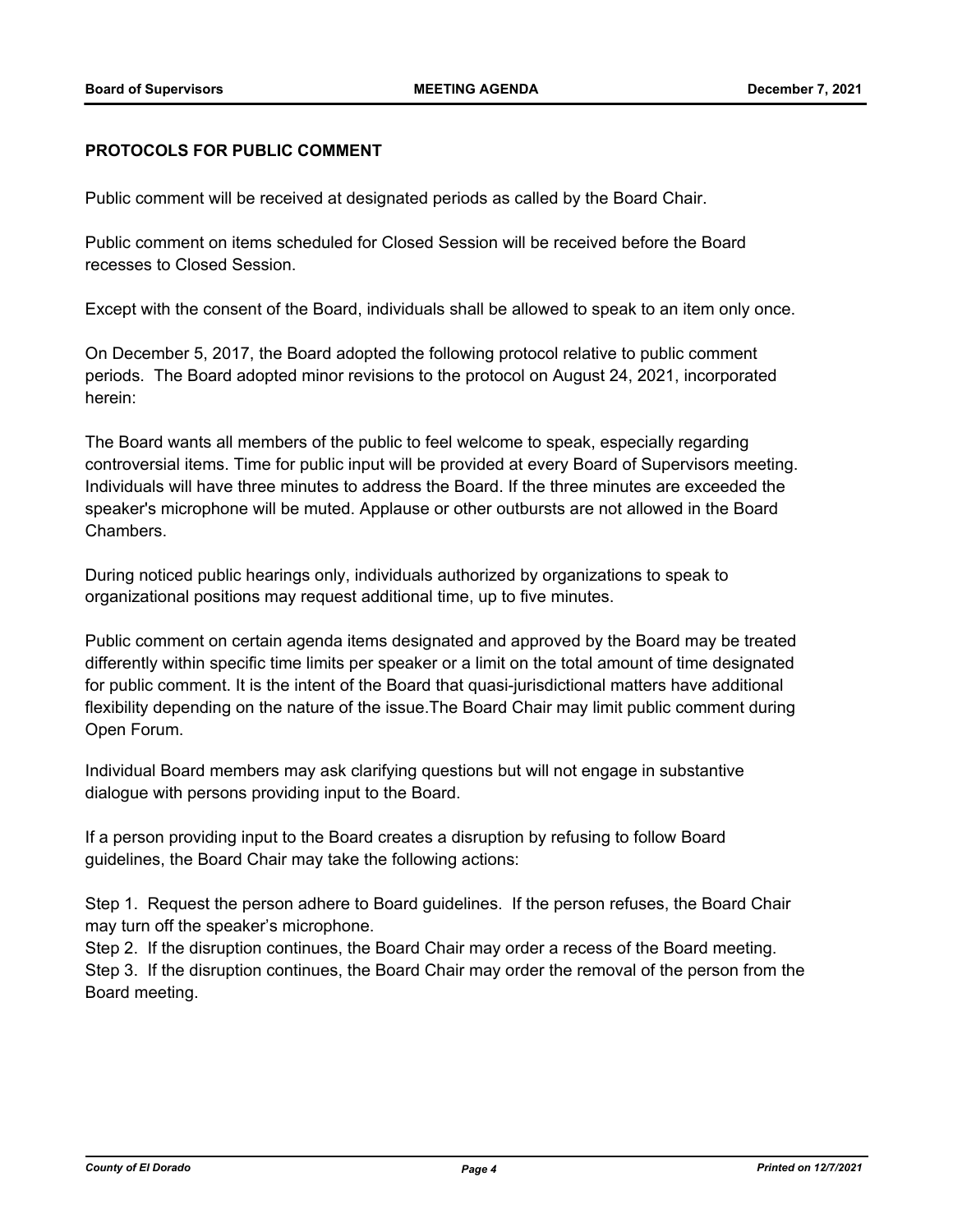**PROTOCOLS FOR PUBLIC COMMENT**

Public comment will be received at designated periods as called by the Board Chair.

Public comment on items scheduled for Closed Session will be received before the Board recesses to Closed Session.

Except with the consent of the Board, individuals shall be allowed to speak to an item only once.

On December 5, 2017, the Board adopted the following protocol relative to public comment periods. The Board adopted minor revisions to the protocol on August 24, 2021, incorporated herein:

The Board wants all members of the public to feel welcome to speak, especially regarding controversial items. Time for public input will be provided at every Board of Supervisors meeting. Individuals will have three minutes to address the Board. If the three minutes are exceeded the speaker's microphone will be muted. Applause or other outbursts are not allowed in the Board Chambers.

During noticed public hearings only, individuals authorized by organizations to speak to organizational positions may request additional time, up to five minutes.

Public comment on certain agenda items designated and approved by the Board may be treated differently within specific time limits per speaker or a limit on the total amount of time designated for public comment. It is the intent of the Board that quasi-jurisdictional matters have additional flexibility depending on the nature of the issue.The Board Chair may limit public comment during Open Forum.

Individual Board members may ask clarifying questions but will not engage in substantive dialogue with persons providing input to the Board.

If a person providing input to the Board creates a disruption by refusing to follow Board guidelines, the Board Chair may take the following actions:

Step 1. Request the person adhere to Board guidelines. If the person refuses, the Board Chair may turn off the speaker's microphone.
Step 2. If the disruption continues, the Board Chair may order a recess of the Board meeting.
Step 3. If the disruption continues, the Board Chair may order the removal of the person from the Board meeting.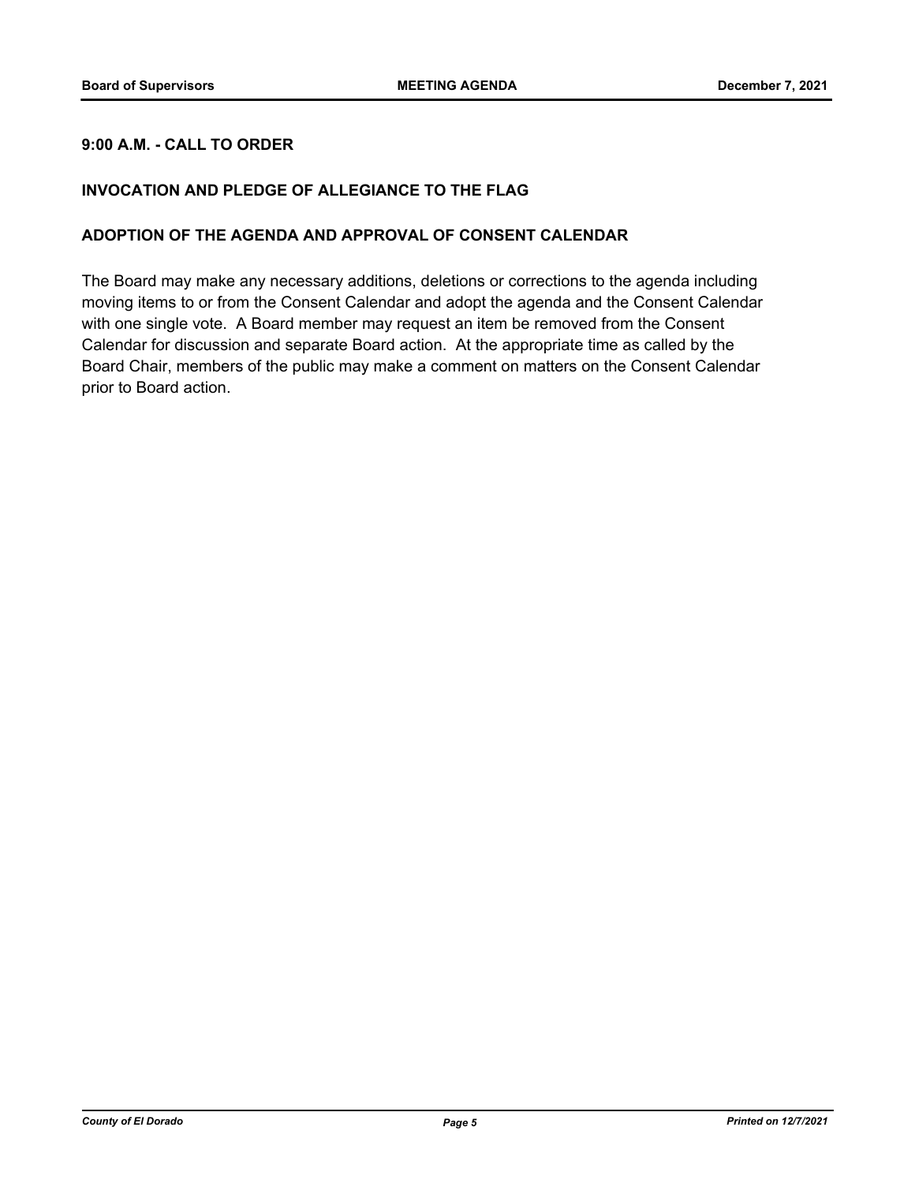**9:00 A.M. - CALL TO ORDER**

**INVOCATION AND PLEDGE OF ALLEGIANCE TO THE FLAG**

**ADOPTION OF THE AGENDA AND APPROVAL OF CONSENT CALENDAR**

The Board may make any necessary additions, deletions or corrections to the agenda including moving items to or from the Consent Calendar and adopt the agenda and the Consent Calendar with one single vote. A Board member may request an item be removed from the Consent Calendar for discussion and separate Board action. At the appropriate time as called by the Board Chair, members of the public may make a comment on matters on the Consent Calendar prior to Board action.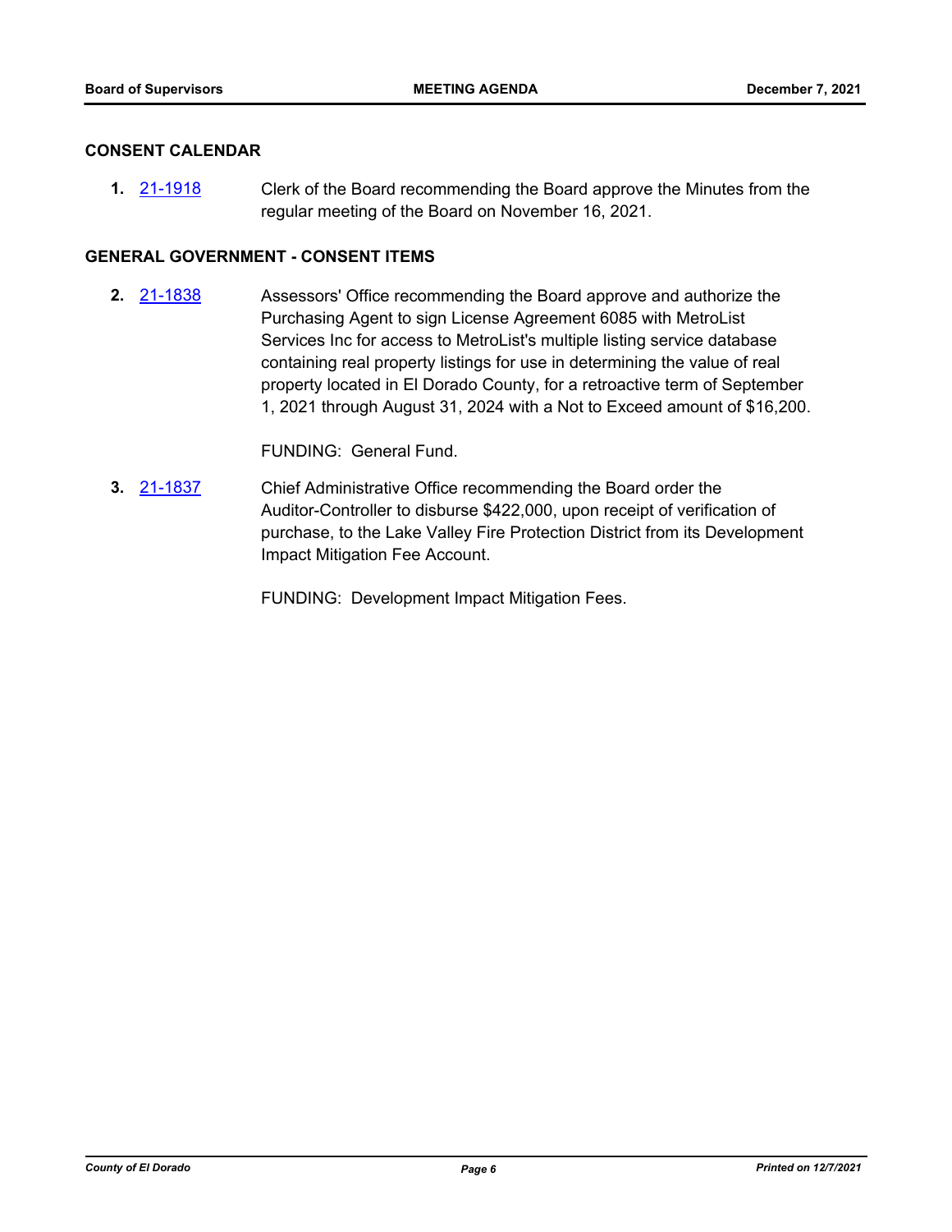## CONSENT CALENDAR

1. 21-1918 Clerk of the Board recommending the Board approve the Minutes from the regular meeting of the Board on November 16, 2021.

## GENERAL GOVERNMENT - CONSENT ITEMS

2. 21-1838 Assessors' Office recommending the Board approve and authorize the Purchasing Agent to sign License Agreement 6085 with MetroList Services Inc for access to MetroList's multiple listing service database containing real property listings for use in determining the value of real property located in El Dorado County, for a retroactive term of September 1, 2021 through August 31, 2024 with a Not to Exceed amount of $16,200.

   FUNDING: General Fund.

3. 21-1837 Chief Administrative Office recommending the Board order the Auditor-Controller to disburse $422,000, upon receipt of verification of purchase, to the Lake Valley Fire Protection District from its Development Impact Mitigation Fee Account.

   FUNDING: Development Impact Mitigation Fees.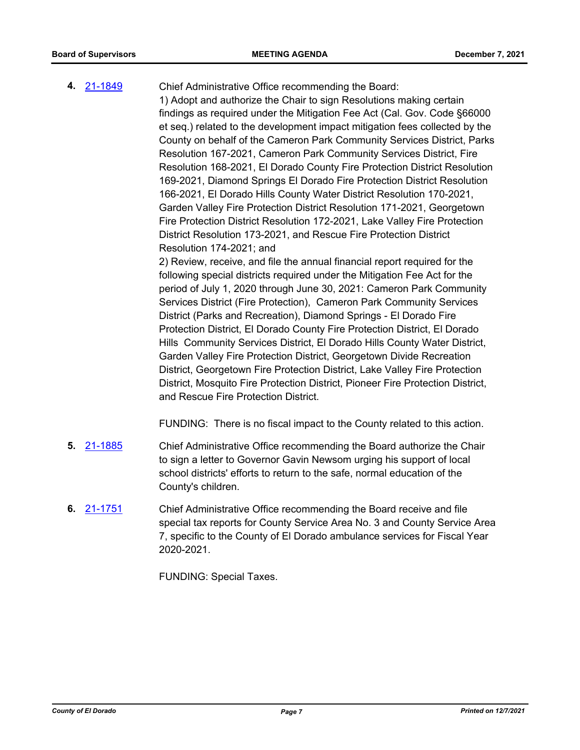**4.** 21-1849

Chief Administrative Office recommending the Board:
1) Adopt and authorize the Chair to sign Resolutions making certain findings as required under the Mitigation Fee Act (Cal. Gov. Code §66000 et seq.) related to the development impact mitigation fees collected by the County on behalf of the Cameron Park Community Services District, Parks Resolution 167-2021, Cameron Park Community Services District, Fire Resolution 168-2021, El Dorado County Fire Protection District Resolution 169-2021, Diamond Springs El Dorado Fire Protection District Resolution 166-2021, El Dorado Hills County Water District Resolution 170-2021, Garden Valley Fire Protection District Resolution 171-2021, Georgetown Fire Protection District Resolution 172-2021, Lake Valley Fire Protection District Resolution 173-2021, and Rescue Fire Protection District Resolution 174-2021; and
2) Review, receive, and file the annual financial report required for the following special districts required under the Mitigation Fee Act for the period of July 1, 2020 through June 30, 2021: Cameron Park Community Services District (Fire Protection), Cameron Park Community Services District (Parks and Recreation), Diamond Springs - El Dorado Fire Protection District, El Dorado County Fire Protection District, El Dorado Hills Community Services District, El Dorado Hills County Water District, Garden Valley Fire Protection District, Georgetown Divide Recreation District, Georgetown Fire Protection District, Lake Valley Fire Protection District, Mosquito Fire Protection District, Pioneer Fire Protection District, and Rescue Fire Protection District.

FUNDING: There is no fiscal impact to the County related to this action.

**5.** 21-1885

Chief Administrative Office recommending the Board authorize the Chair to sign a letter to Governor Gavin Newsom urging his support of local school districts' efforts to return to the safe, normal education of the County's children.

**6.** 21-1751

Chief Administrative Office recommending the Board receive and file special tax reports for County Service Area No. 3 and County Service Area 7, specific to the County of El Dorado ambulance services for Fiscal Year 2020-2021.

FUNDING: Special Taxes.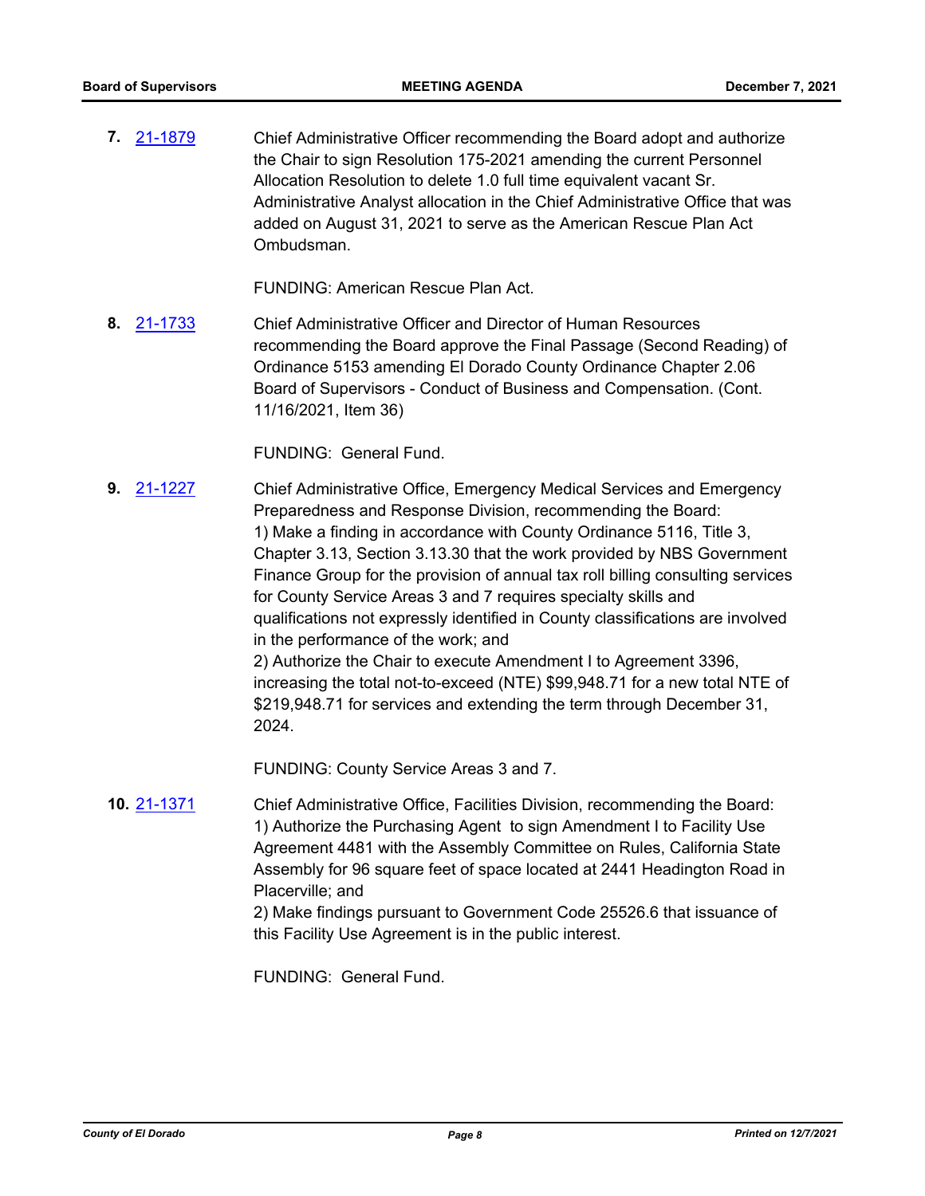**7.** 21-1879

Chief Administrative Officer recommending the Board adopt and authorize the Chair to sign Resolution 175-2021 amending the current Personnel Allocation Resolution to delete 1.0 full time equivalent vacant Sr. Administrative Analyst allocation in the Chief Administrative Office that was added on August 31, 2021 to serve as the American Rescue Plan Act Ombudsman.

FUNDING: American Rescue Plan Act.

**8.** 21-1733

Chief Administrative Officer and Director of Human Resources recommending the Board approve the Final Passage (Second Reading) of Ordinance 5153 amending El Dorado County Ordinance Chapter 2.06 Board of Supervisors - Conduct of Business and Compensation. (Cont. 11/16/2021, Item 36)

FUNDING: General Fund.

**9.** 21-1227

Chief Administrative Office, Emergency Medical Services and Emergency Preparedness and Response Division, recommending the Board:
1) Make a finding in accordance with County Ordinance 5116, Title 3, Chapter 3.13, Section 3.13.30 that the work provided by NBS Government Finance Group for the provision of annual tax roll billing consulting services for County Service Areas 3 and 7 requires specialty skills and qualifications not expressly identified in County classifications are involved in the performance of the work; and
2) Authorize the Chair to execute Amendment I to Agreement 3396, increasing the total not-to-exceed (NTE) $99,948.71 for a new total NTE of $219,948.71 for services and extending the term through December 31, 2024.

FUNDING: County Service Areas 3 and 7.

**10.** 21-1371

Chief Administrative Office, Facilities Division, recommending the Board:
1) Authorize the Purchasing Agent to sign Amendment I to Facility Use Agreement 4481 with the Assembly Committee on Rules, California State Assembly for 96 square feet of space located at 2441 Headington Road in Placerville; and
2) Make findings pursuant to Government Code 25526.6 that issuance of this Facility Use Agreement is in the public interest.

FUNDING: General Fund.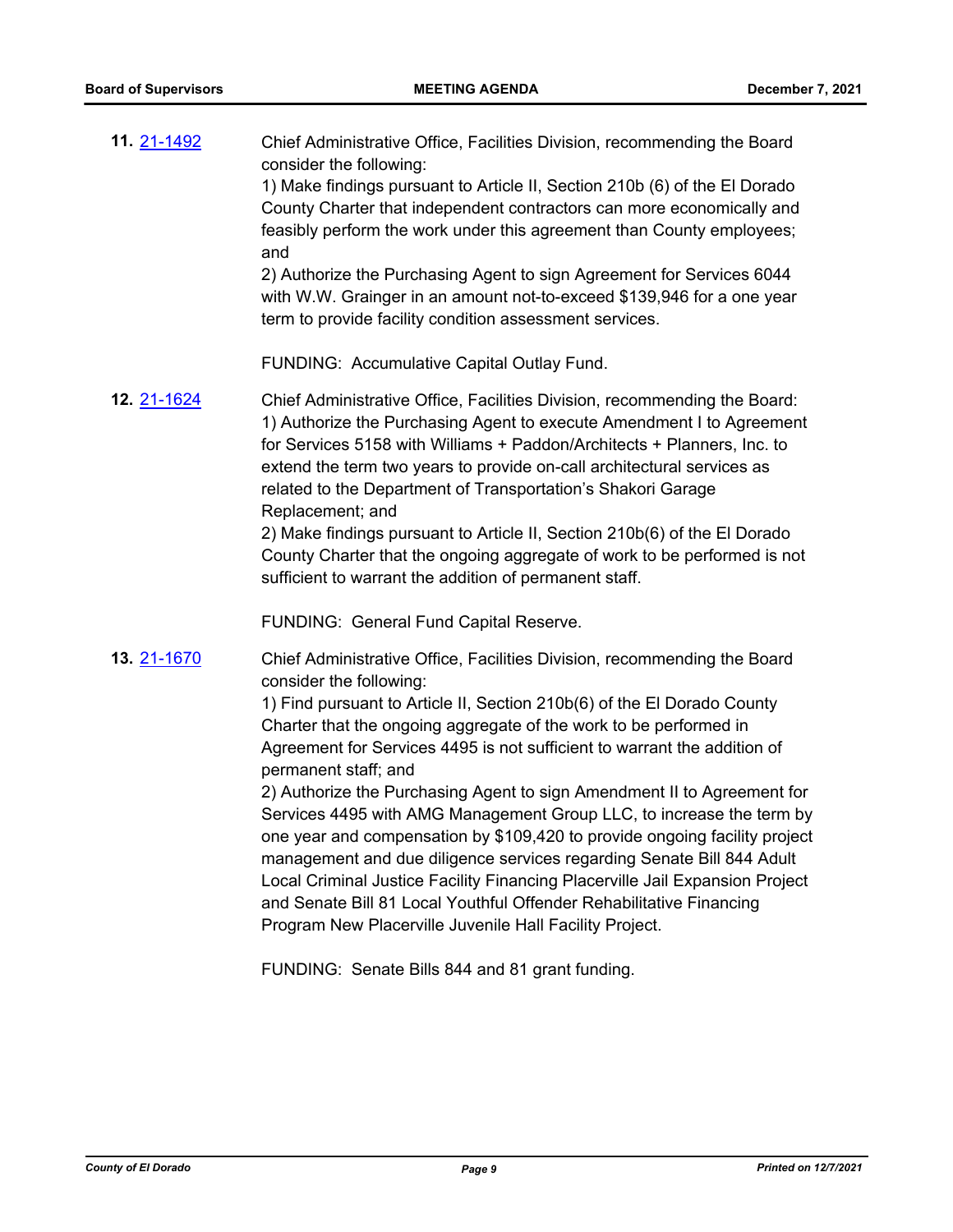**11.** 21-1492

Chief Administrative Office, Facilities Division, recommending the Board consider the following:
1) Make findings pursuant to Article II, Section 210b (6) of the El Dorado County Charter that independent contractors can more economically and feasibly perform the work under this agreement than County employees; and
2) Authorize the Purchasing Agent to sign Agreement for Services 6044 with W.W. Grainger in an amount not-to-exceed $139,946 for a one year term to provide facility condition assessment services.

FUNDING: Accumulative Capital Outlay Fund.

**12.** 21-1624

Chief Administrative Office, Facilities Division, recommending the Board:
1) Authorize the Purchasing Agent to execute Amendment I to Agreement for Services 5158 with Williams + Paddon/Architects + Planners, Inc. to extend the term two years to provide on-call architectural services as related to the Department of Transportation's Shakori Garage Replacement; and
2) Make findings pursuant to Article II, Section 210b(6) of the El Dorado County Charter that the ongoing aggregate of work to be performed is not sufficient to warrant the addition of permanent staff.

FUNDING: General Fund Capital Reserve.

**13.** 21-1670

Chief Administrative Office, Facilities Division, recommending the Board consider the following:
1) Find pursuant to Article II, Section 210b(6) of the El Dorado County Charter that the ongoing aggregate of the work to be performed in Agreement for Services 4495 is not sufficient to warrant the addition of permanent staff; and
2) Authorize the Purchasing Agent to sign Amendment II to Agreement for Services 4495 with AMG Management Group LLC, to increase the term by one year and compensation by $109,420 to provide ongoing facility project management and due diligence services regarding Senate Bill 844 Adult Local Criminal Justice Facility Financing Placerville Jail Expansion Project and Senate Bill 81 Local Youthful Offender Rehabilitative Financing Program New Placerville Juvenile Hall Facility Project.

FUNDING: Senate Bills 844 and 81 grant funding.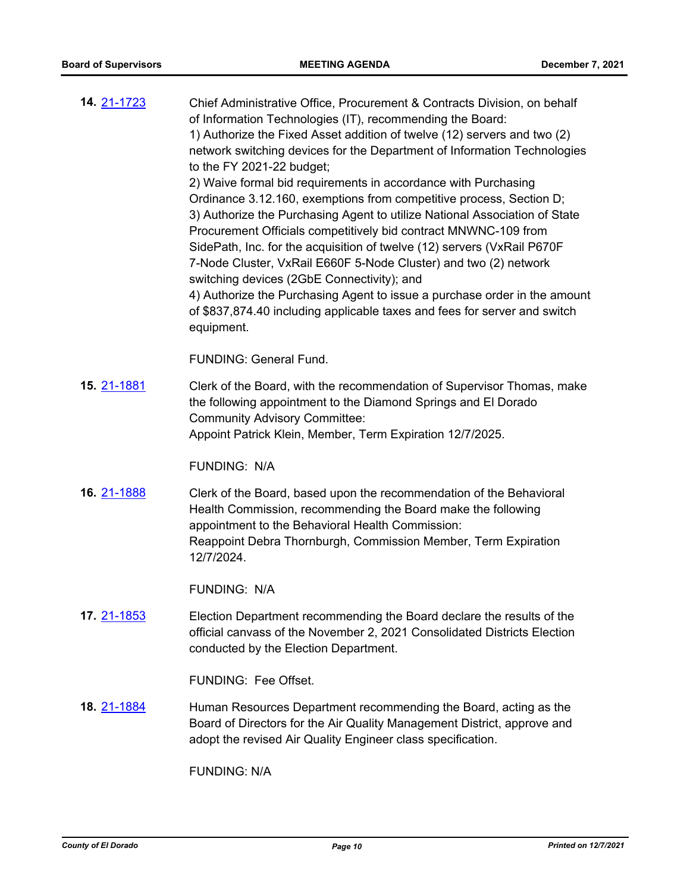**14.** [21-1723](#)

Chief Administrative Office, Procurement & Contracts Division, on behalf of Information Technologies (IT), recommending the Board:
1) Authorize the Fixed Asset addition of twelve (12) servers and two (2) network switching devices for the Department of Information Technologies to the FY 2021-22 budget;
2) Waive formal bid requirements in accordance with Purchasing Ordinance 3.12.160, exemptions from competitive process, Section D;
3) Authorize the Purchasing Agent to utilize National Association of State Procurement Officials competitively bid contract MNWNC-109 from SidePath, Inc. for the acquisition of twelve (12) servers (VxRail P670F 7-Node Cluster, VxRail E660F 5-Node Cluster) and two (2) network switching devices (2GbE Connectivity); and
4) Authorize the Purchasing Agent to issue a purchase order in the amount of $837,874.40 including applicable taxes and fees for server and switch equipment.

FUNDING: General Fund.

**15.** [21-1881](#)

Clerk of the Board, with the recommendation of Supervisor Thomas, make the following appointment to the Diamond Springs and El Dorado Community Advisory Committee:
Appoint Patrick Klein, Member, Term Expiration 12/7/2025.

FUNDING: N/A

**16.** [21-1888](#)

Clerk of the Board, based upon the recommendation of the Behavioral Health Commission, recommending the Board make the following appointment to the Behavioral Health Commission:
Reappoint Debra Thornburgh, Commission Member, Term Expiration 12/7/2024.

FUNDING: N/A

**17.** [21-1853](#)

Election Department recommending the Board declare the results of the official canvass of the November 2, 2021 Consolidated Districts Election conducted by the Election Department.

FUNDING: Fee Offset.

**18.** [21-1884](#)

Human Resources Department recommending the Board, acting as the Board of Directors for the Air Quality Management District, approve and adopt the revised Air Quality Engineer class specification.

FUNDING: N/A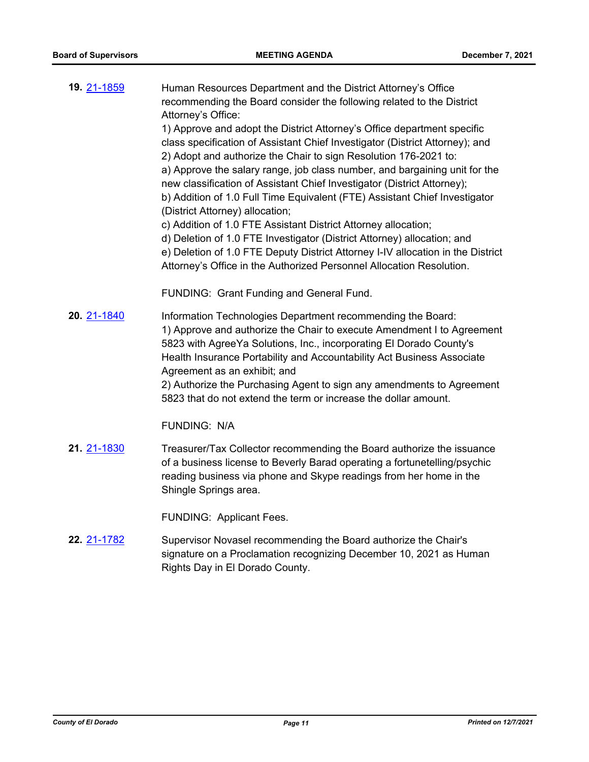**19.** 21-1859

Human Resources Department and the District Attorney's Office recommending the Board consider the following related to the District Attorney's Office:

1) Approve and adopt the District Attorney's Office department specific class specification of Assistant Chief Investigator (District Attorney); and
2) Adopt and authorize the Chair to sign Resolution 176-2021 to:
a) Approve the salary range, job class number, and bargaining unit for the new classification of Assistant Chief Investigator (District Attorney);
b) Addition of 1.0 Full Time Equivalent (FTE) Assistant Chief Investigator (District Attorney) allocation;
c) Addition of 1.0 FTE Assistant District Attorney allocation;
d) Deletion of 1.0 FTE Investigator (District Attorney) allocation; and
e) Deletion of 1.0 FTE Deputy District Attorney I-IV allocation in the District Attorney's Office in the Authorized Personnel Allocation Resolution.

FUNDING: Grant Funding and General Fund.

**20.** 21-1840

Information Technologies Department recommending the Board:
1) Approve and authorize the Chair to execute Amendment I to Agreement 5823 with AgreeYa Solutions, Inc., incorporating El Dorado County's Health Insurance Portability and Accountability Act Business Associate Agreement as an exhibit; and
2) Authorize the Purchasing Agent to sign any amendments to Agreement 5823 that do not extend the term or increase the dollar amount.

FUNDING: N/A

**21.** 21-1830

Treasurer/Tax Collector recommending the Board authorize the issuance of a business license to Beverly Barad operating a fortunetelling/psychic reading business via phone and Skype readings from her home in the Shingle Springs area.

FUNDING: Applicant Fees.

**22.** 21-1782

Supervisor Novasel recommending the Board authorize the Chair's signature on a Proclamation recognizing December 10, 2021 as Human Rights Day in El Dorado County.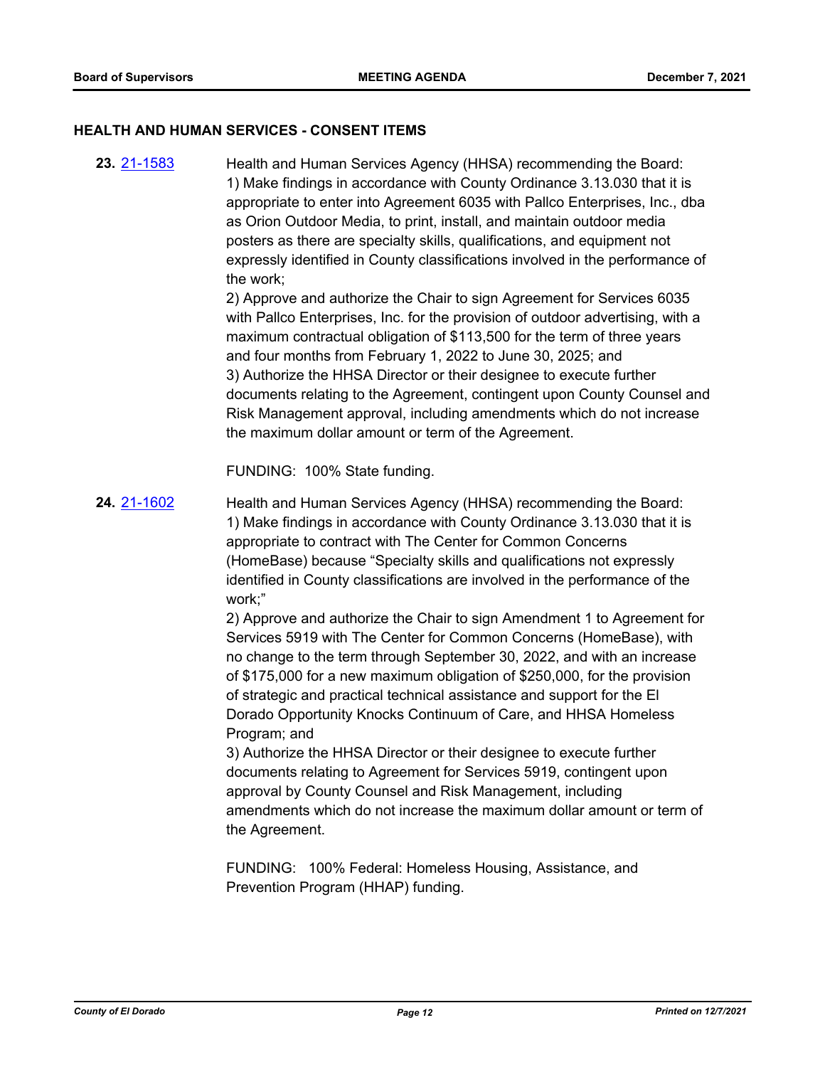## HEALTH AND HUMAN SERVICES - CONSENT ITEMS

**23.** [21-1583](21-1583) Health and Human Services Agency (HHSA) recommending the Board:

1) Make findings in accordance with County Ordinance 3.13.030 that it is appropriate to enter into Agreement 6035 with Pallco Enterprises, Inc., dba as Orion Outdoor Media, to print, install, and maintain outdoor media posters as there are specialty skills, qualifications, and equipment not expressly identified in County classifications involved in the performance of the work;
2) Approve and authorize the Chair to sign Agreement for Services 6035 with Pallco Enterprises, Inc. for the provision of outdoor advertising, with a maximum contractual obligation of $113,500 for the term of three years and four months from February 1, 2022 to June 30, 2025; and
3) Authorize the HHSA Director or their designee to execute further documents relating to the Agreement, contingent upon County Counsel and Risk Management approval, including amendments which do not increase the maximum dollar amount or term of the Agreement.

FUNDING: 100% State funding.

**24.** [21-1602](21-1602) Health and Human Services Agency (HHSA) recommending the Board:

1) Make findings in accordance with County Ordinance 3.13.030 that it is appropriate to contract with The Center for Common Concerns (HomeBase) because "Specialty skills and qualifications not expressly identified in County classifications are involved in the performance of the work;"
2) Approve and authorize the Chair to sign Amendment 1 to Agreement for Services 5919 with The Center for Common Concerns (HomeBase), with no change to the term through September 30, 2022, and with an increase of $175,000 for a new maximum obligation of $250,000, for the provision of strategic and practical technical assistance and support for the El Dorado Opportunity Knocks Continuum of Care, and HHSA Homeless Program; and
3) Authorize the HHSA Director or their designee to execute further documents relating to Agreement for Services 5919, contingent upon approval by County Counsel and Risk Management, including amendments which do not increase the maximum dollar amount or term of the Agreement.

FUNDING: 100% Federal: Homeless Housing, Assistance, and Prevention Program (HHAP) funding.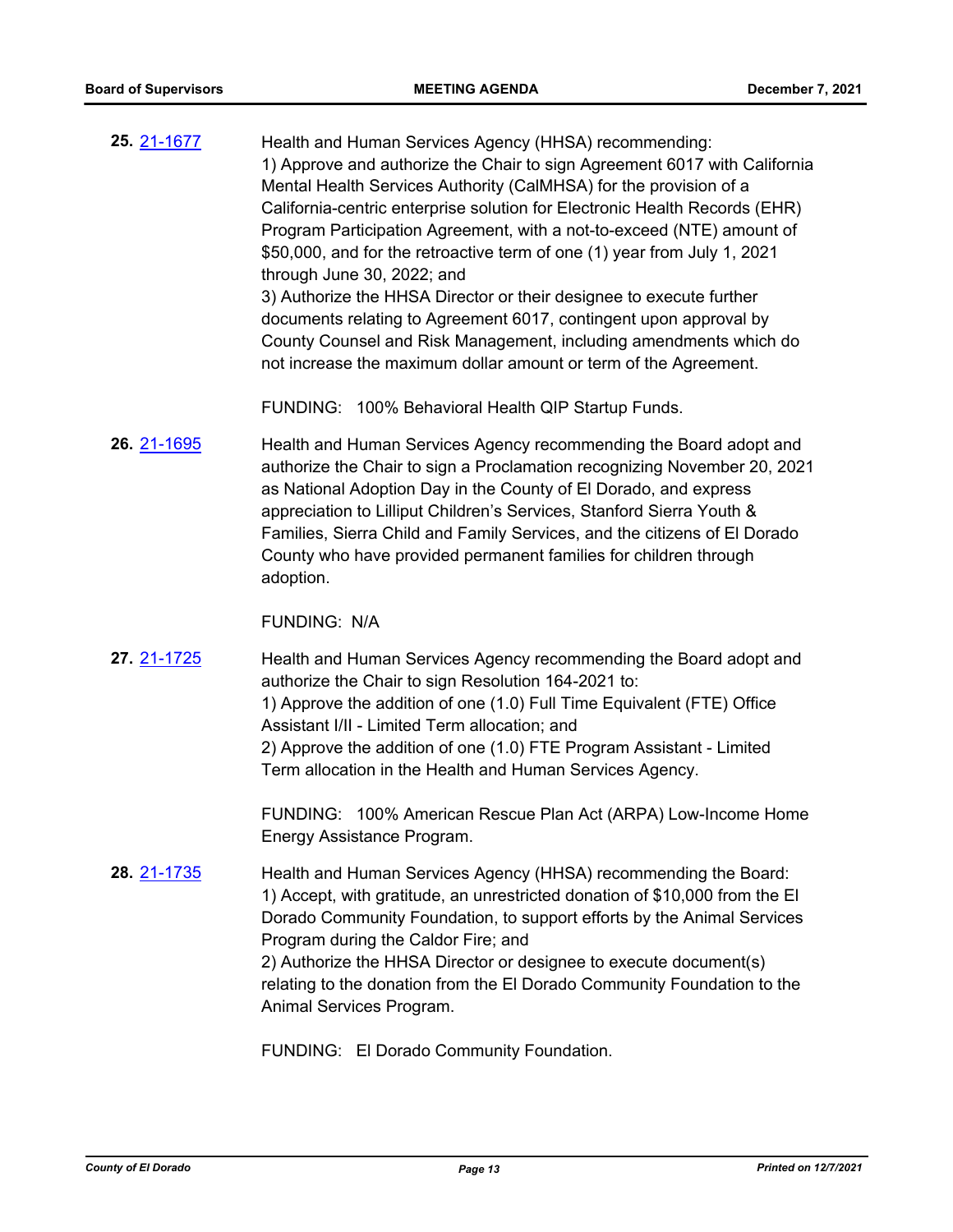**25.** [21-1677](21-1677)

Health and Human Services Agency (HHSA) recommending:
1) Approve and authorize the Chair to sign Agreement 6017 with California Mental Health Services Authority (CalMHSA) for the provision of a California-centric enterprise solution for Electronic Health Records (EHR) Program Participation Agreement, with a not-to-exceed (NTE) amount of $50,000, and for the retroactive term of one (1) year from July 1, 2021 through June 30, 2022; and
3) Authorize the HHSA Director or their designee to execute further documents relating to Agreement 6017, contingent upon approval by County Counsel and Risk Management, including amendments which do not increase the maximum dollar amount or term of the Agreement.

FUNDING: 100% Behavioral Health QIP Startup Funds.

**26.** [21-1695](21-1695)

Health and Human Services Agency recommending the Board adopt and authorize the Chair to sign a Proclamation recognizing November 20, 2021 as National Adoption Day in the County of El Dorado, and express appreciation to Lilliput Children's Services, Stanford Sierra Youth & Families, Sierra Child and Family Services, and the citizens of El Dorado County who have provided permanent families for children through adoption.

FUNDING: N/A

**27.** [21-1725](21-1725)

Health and Human Services Agency recommending the Board adopt and authorize the Chair to sign Resolution 164-2021 to:
1) Approve the addition of one (1.0) Full Time Equivalent (FTE) Office Assistant I/II - Limited Term allocation; and
2) Approve the addition of one (1.0) FTE Program Assistant - Limited Term allocation in the Health and Human Services Agency.

FUNDING: 100% American Rescue Plan Act (ARPA) Low-Income Home Energy Assistance Program.

**28.** [21-1735](21-1735)

Health and Human Services Agency (HHSA) recommending the Board:
1) Accept, with gratitude, an unrestricted donation of $10,000 from the El Dorado Community Foundation, to support efforts by the Animal Services Program during the Caldor Fire; and
2) Authorize the HHSA Director or designee to execute document(s) relating to the donation from the El Dorado Community Foundation to the Animal Services Program.

FUNDING: El Dorado Community Foundation.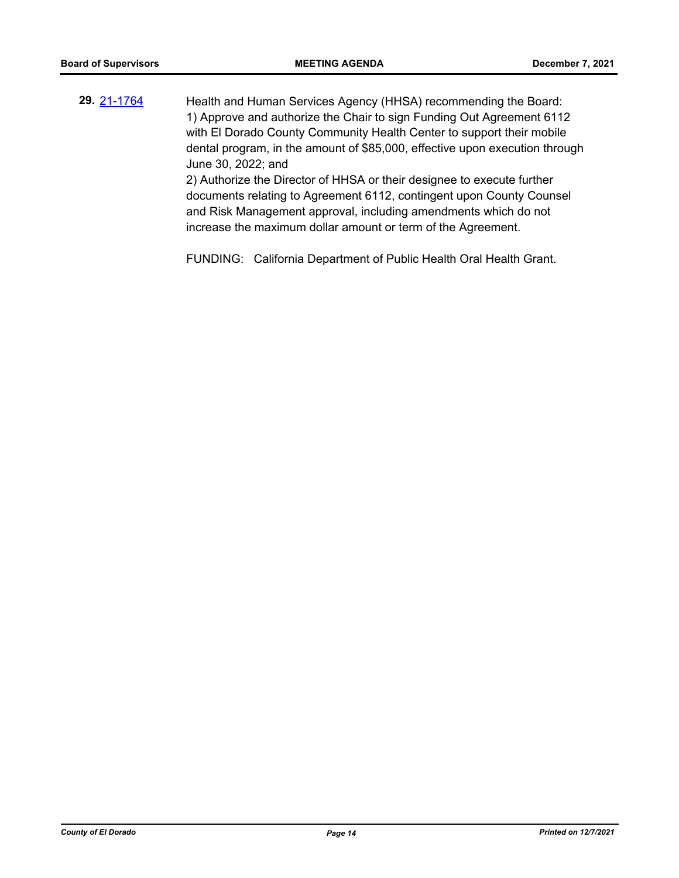**29.** [21-1764](21-1764)

Health and Human Services Agency (HHSA) recommending the Board:
1) Approve and authorize the Chair to sign Funding Out Agreement 6112 with El Dorado County Community Health Center to support their mobile dental program, in the amount of $85,000, effective upon execution through June 30, 2022; and
2) Authorize the Director of HHSA or their designee to execute further documents relating to Agreement 6112, contingent upon County Counsel and Risk Management approval, including amendments which do not increase the maximum dollar amount or term of the Agreement.

FUNDING: California Department of Public Health Oral Health Grant.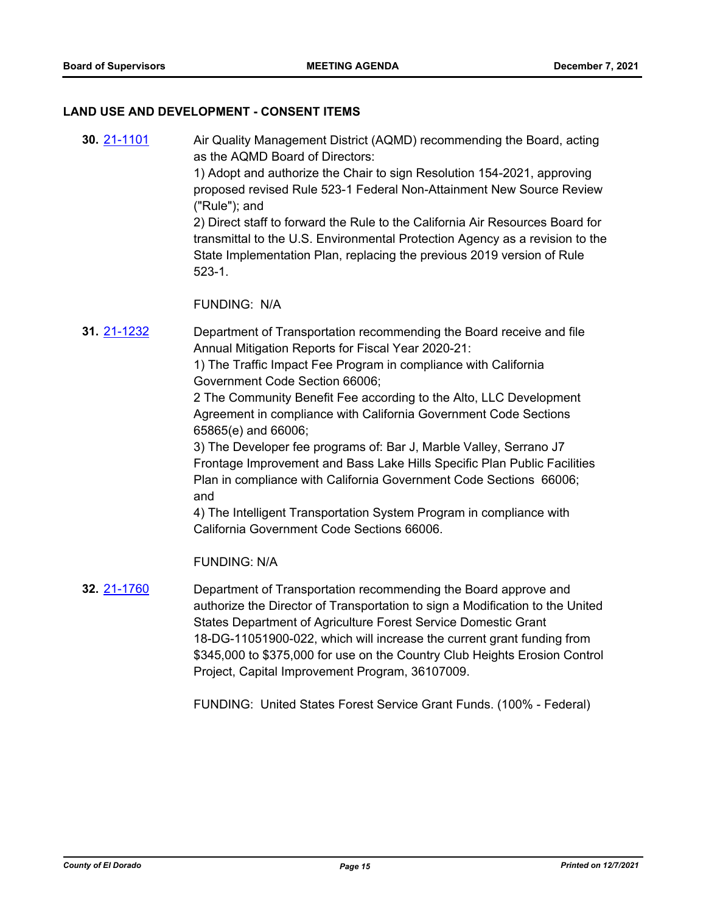## LAND USE AND DEVELOPMENT - CONSENT ITEMS

**30.** 21-1101 Air Quality Management District (AQMD) recommending the Board, acting as the AQMD Board of Directors:

1) Adopt and authorize the Chair to sign Resolution 154-2021, approving proposed revised Rule 523-1 Federal Non-Attainment New Source Review ("Rule"); and

2) Direct staff to forward the Rule to the California Air Resources Board for transmittal to the U.S. Environmental Protection Agency as a revision to the State Implementation Plan, replacing the previous 2019 version of Rule 523-1.

FUNDING: N/A

**31.** 21-1232 Department of Transportation recommending the Board receive and file Annual Mitigation Reports for Fiscal Year 2020-21:

1) The Traffic Impact Fee Program in compliance with California Government Code Section 66006;

2 The Community Benefit Fee according to the Alto, LLC Development Agreement in compliance with California Government Code Sections 65865(e) and 66006;

3) The Developer fee programs of: Bar J, Marble Valley, Serrano J7 Frontage Improvement and Bass Lake Hills Specific Plan Public Facilities Plan in compliance with California Government Code Sections 66006; and

4) The Intelligent Transportation System Program in compliance with California Government Code Sections 66006.

FUNDING: N/A

**32.** 21-1760 Department of Transportation recommending the Board approve and authorize the Director of Transportation to sign a Modification to the United States Department of Agriculture Forest Service Domestic Grant 18-DG-11051900-022, which will increase the current grant funding from $345,000 to $375,000 for use on the Country Club Heights Erosion Control Project, Capital Improvement Program, 36107009.

FUNDING: United States Forest Service Grant Funds. (100% - Federal)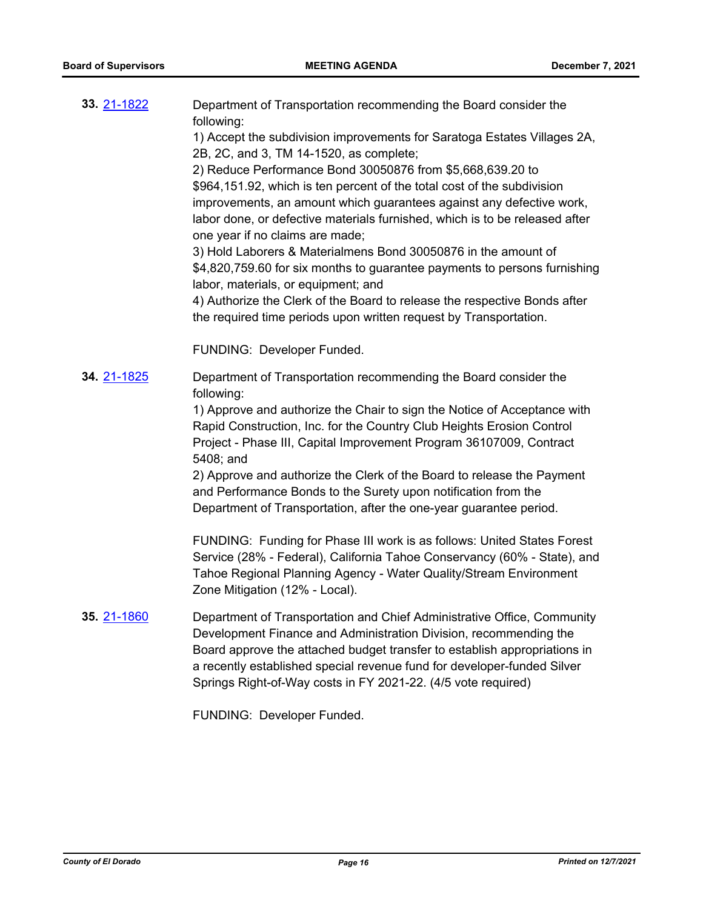**33.** 21-1822

Department of Transportation recommending the Board consider the following:
1) Accept the subdivision improvements for Saratoga Estates Villages 2A, 2B, 2C, and 3, TM 14-1520, as complete;
2) Reduce Performance Bond 30050876 from $5,668,639.20 to $964,151.92, which is ten percent of the total cost of the subdivision improvements, an amount which guarantees against any defective work, labor done, or defective materials furnished, which is to be released after one year if no claims are made;
3) Hold Laborers & Materialmens Bond 30050876 in the amount of $4,820,759.60 for six months to guarantee payments to persons furnishing labor, materials, or equipment; and
4) Authorize the Clerk of the Board to release the respective Bonds after the required time periods upon written request by Transportation.

FUNDING: Developer Funded.

**34.** 21-1825

Department of Transportation recommending the Board consider the following:
1) Approve and authorize the Chair to sign the Notice of Acceptance with Rapid Construction, Inc. for the Country Club Heights Erosion Control Project - Phase III, Capital Improvement Program 36107009, Contract 5408; and
2) Approve and authorize the Clerk of the Board to release the Payment and Performance Bonds to the Surety upon notification from the Department of Transportation, after the one-year guarantee period.

FUNDING: Funding for Phase III work is as follows: United States Forest Service (28% - Federal), California Tahoe Conservancy (60% - State), and Tahoe Regional Planning Agency - Water Quality/Stream Environment Zone Mitigation (12% - Local).

**35.** 21-1860

Department of Transportation and Chief Administrative Office, Community Development Finance and Administration Division, recommending the Board approve the attached budget transfer to establish appropriations in a recently established special revenue fund for developer-funded Silver Springs Right-of-Way costs in FY 2021-22. (4/5 vote required)

FUNDING: Developer Funded.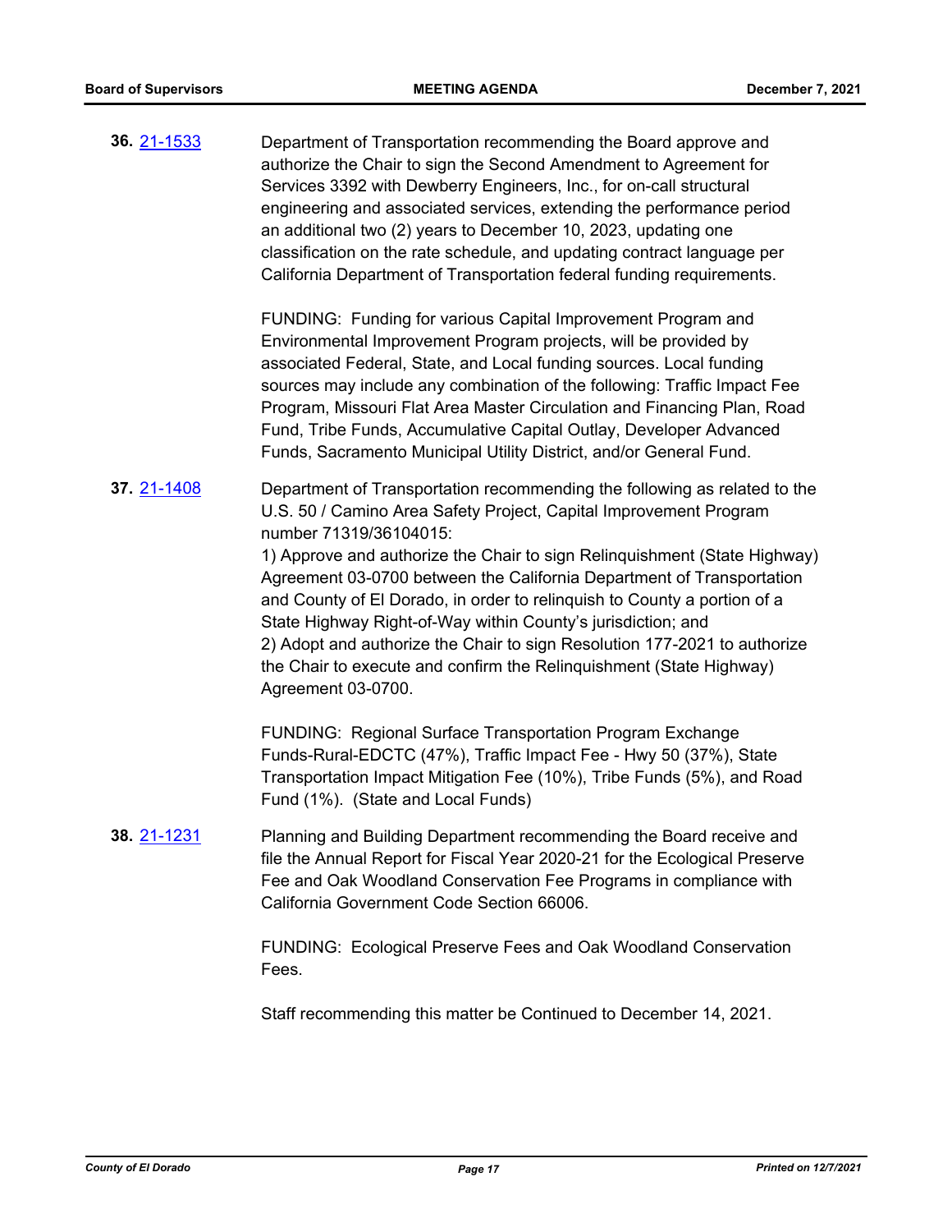**36.** 21-1533

Department of Transportation recommending the Board approve and authorize the Chair to sign the Second Amendment to Agreement for Services 3392 with Dewberry Engineers, Inc., for on-call structural engineering and associated services, extending the performance period an additional two (2) years to December 10, 2023, updating one classification on the rate schedule, and updating contract language per California Department of Transportation federal funding requirements.

FUNDING: Funding for various Capital Improvement Program and Environmental Improvement Program projects, will be provided by associated Federal, State, and Local funding sources. Local funding sources may include any combination of the following: Traffic Impact Fee Program, Missouri Flat Area Master Circulation and Financing Plan, Road Fund, Tribe Funds, Accumulative Capital Outlay, Developer Advanced Funds, Sacramento Municipal Utility District, and/or General Fund.

**37.** 21-1408

Department of Transportation recommending the following as related to the U.S. 50 / Camino Area Safety Project, Capital Improvement Program number 71319/36104015:

1) Approve and authorize the Chair to sign Relinquishment (State Highway) Agreement 03-0700 between the California Department of Transportation and County of El Dorado, in order to relinquish to County a portion of a State Highway Right-of-Way within County's jurisdiction; and

2) Adopt and authorize the Chair to sign Resolution 177-2021 to authorize the Chair to execute and confirm the Relinquishment (State Highway) Agreement 03-0700.

FUNDING: Regional Surface Transportation Program Exchange Funds-Rural-EDCTC (47%), Traffic Impact Fee - Hwy 50 (37%), State Transportation Impact Mitigation Fee (10%), Tribe Funds (5%), and Road Fund (1%). (State and Local Funds)

**38.** 21-1231

Planning and Building Department recommending the Board receive and file the Annual Report for Fiscal Year 2020-21 for the Ecological Preserve Fee and Oak Woodland Conservation Fee Programs in compliance with California Government Code Section 66006.

FUNDING: Ecological Preserve Fees and Oak Woodland Conservation Fees.

Staff recommending this matter be Continued to December 14, 2021.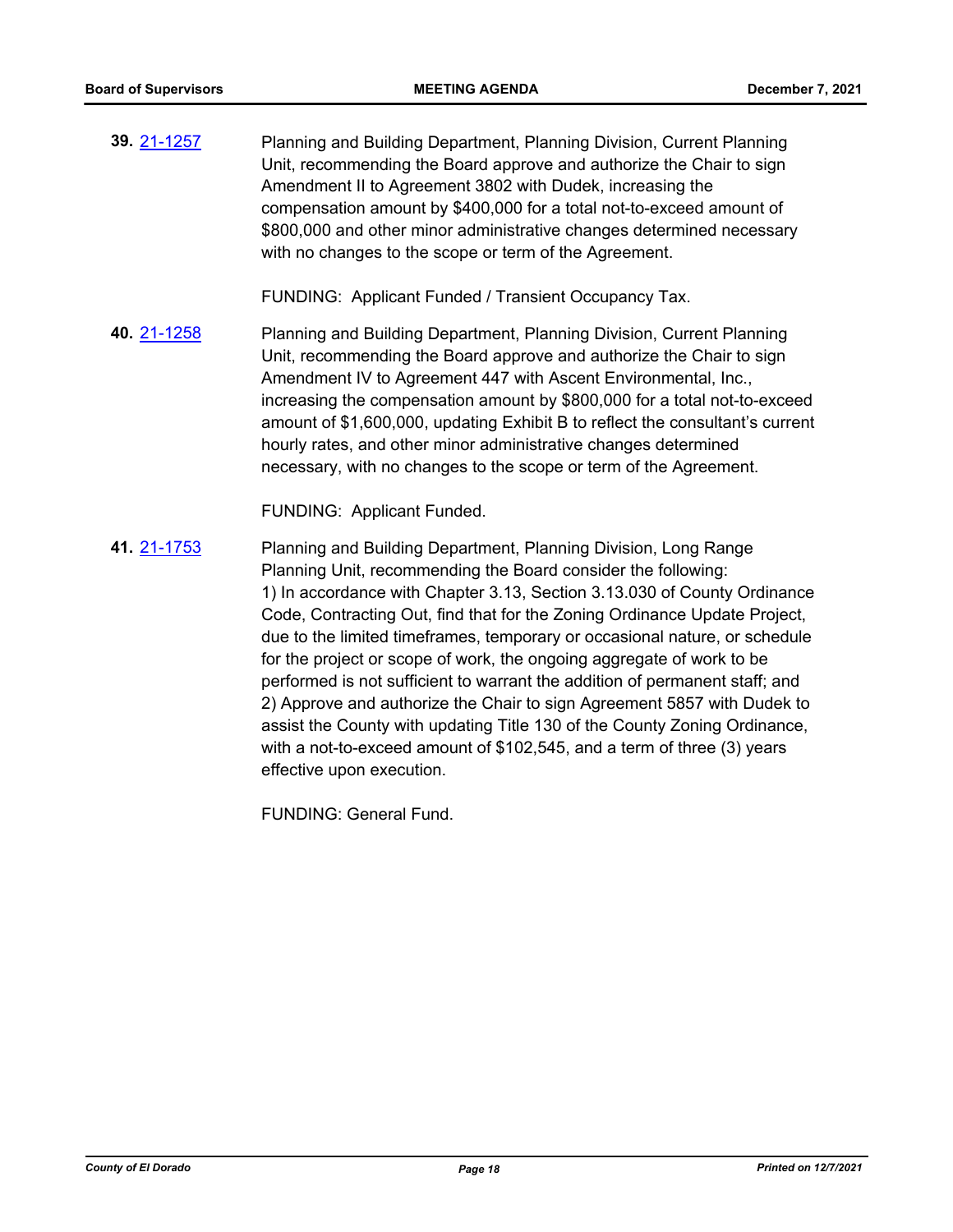**39.** [21-1257]

Planning and Building Department, Planning Division, Current Planning Unit, recommending the Board approve and authorize the Chair to sign Amendment II to Agreement 3802 with Dudek, increasing the compensation amount by $400,000 for a total not-to-exceed amount of $800,000 and other minor administrative changes determined necessary with no changes to the scope or term of the Agreement.

FUNDING: Applicant Funded / Transient Occupancy Tax.

**40.** [21-1258]

Planning and Building Department, Planning Division, Current Planning Unit, recommending the Board approve and authorize the Chair to sign Amendment IV to Agreement 447 with Ascent Environmental, Inc., increasing the compensation amount by $800,000 for a total not-to-exceed amount of $1,600,000, updating Exhibit B to reflect the consultant's current hourly rates, and other minor administrative changes determined necessary, with no changes to the scope or term of the Agreement.

FUNDING: Applicant Funded.

**41.** [21-1753]

Planning and Building Department, Planning Division, Long Range Planning Unit, recommending the Board consider the following:
1) In accordance with Chapter 3.13, Section 3.13.030 of County Ordinance Code, Contracting Out, find that for the Zoning Ordinance Update Project, due to the limited timeframes, temporary or occasional nature, or schedule for the project or scope of work, the ongoing aggregate of work to be performed is not sufficient to warrant the addition of permanent staff; and
2) Approve and authorize the Chair to sign Agreement 5857 with Dudek to assist the County with updating Title 130 of the County Zoning Ordinance, with a not-to-exceed amount of $102,545, and a term of three (3) years effective upon execution.

FUNDING: General Fund.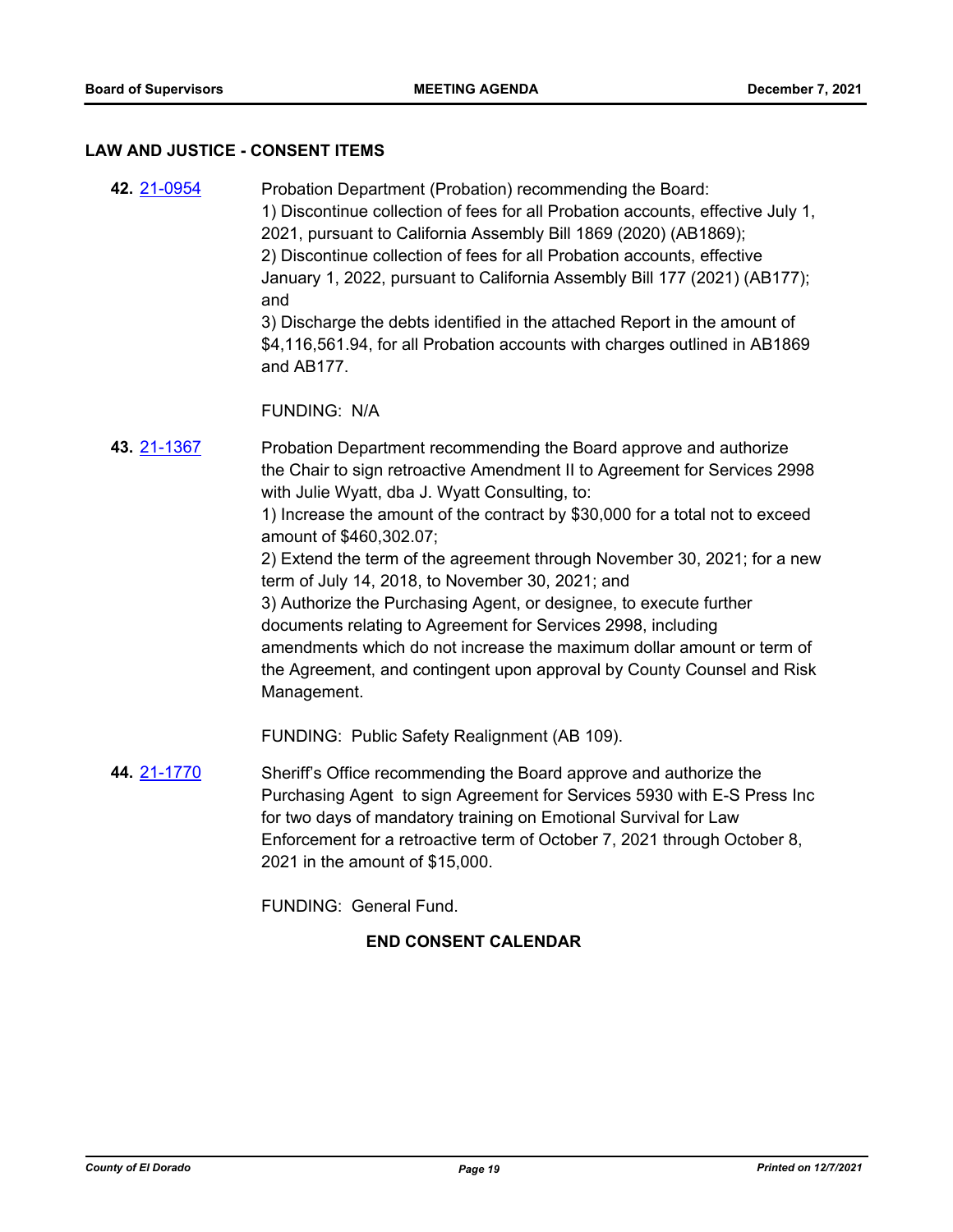## LAW AND JUSTICE - CONSENT ITEMS

**42.** [21-0954](21-0954) Probation Department (Probation) recommending the Board:
1) Discontinue collection of fees for all Probation accounts, effective July 1, 2021, pursuant to California Assembly Bill 1869 (2020) (AB1869);
2) Discontinue collection of fees for all Probation accounts, effective January 1, 2022, pursuant to California Assembly Bill 177 (2021) (AB177); and
3) Discharge the debts identified in the attached Report in the amount of $4,116,561.94, for all Probation accounts with charges outlined in AB1869 and AB177.

FUNDING: N/A

**43.** [21-1367](21-1367) Probation Department recommending the Board approve and authorize the Chair to sign retroactive Amendment II to Agreement for Services 2998 with Julie Wyatt, dba J. Wyatt Consulting, to:
1) Increase the amount of the contract by $30,000 for a total not to exceed amount of $460,302.07;
2) Extend the term of the agreement through November 30, 2021; for a new term of July 14, 2018, to November 30, 2021; and
3) Authorize the Purchasing Agent, or designee, to execute further documents relating to Agreement for Services 2998, including amendments which do not increase the maximum dollar amount or term of the Agreement, and contingent upon approval by County Counsel and Risk Management.

FUNDING: Public Safety Realignment (AB 109).

**44.** [21-1770](21-1770) Sheriff's Office recommending the Board approve and authorize the Purchasing Agent to sign Agreement for Services 5930 with E-S Press Inc for two days of mandatory training on Emotional Survival for Law Enforcement for a retroactive term of October 7, 2021 through October 8, 2021 in the amount of $15,000.

FUNDING: General Fund.

**END CONSENT CALENDAR**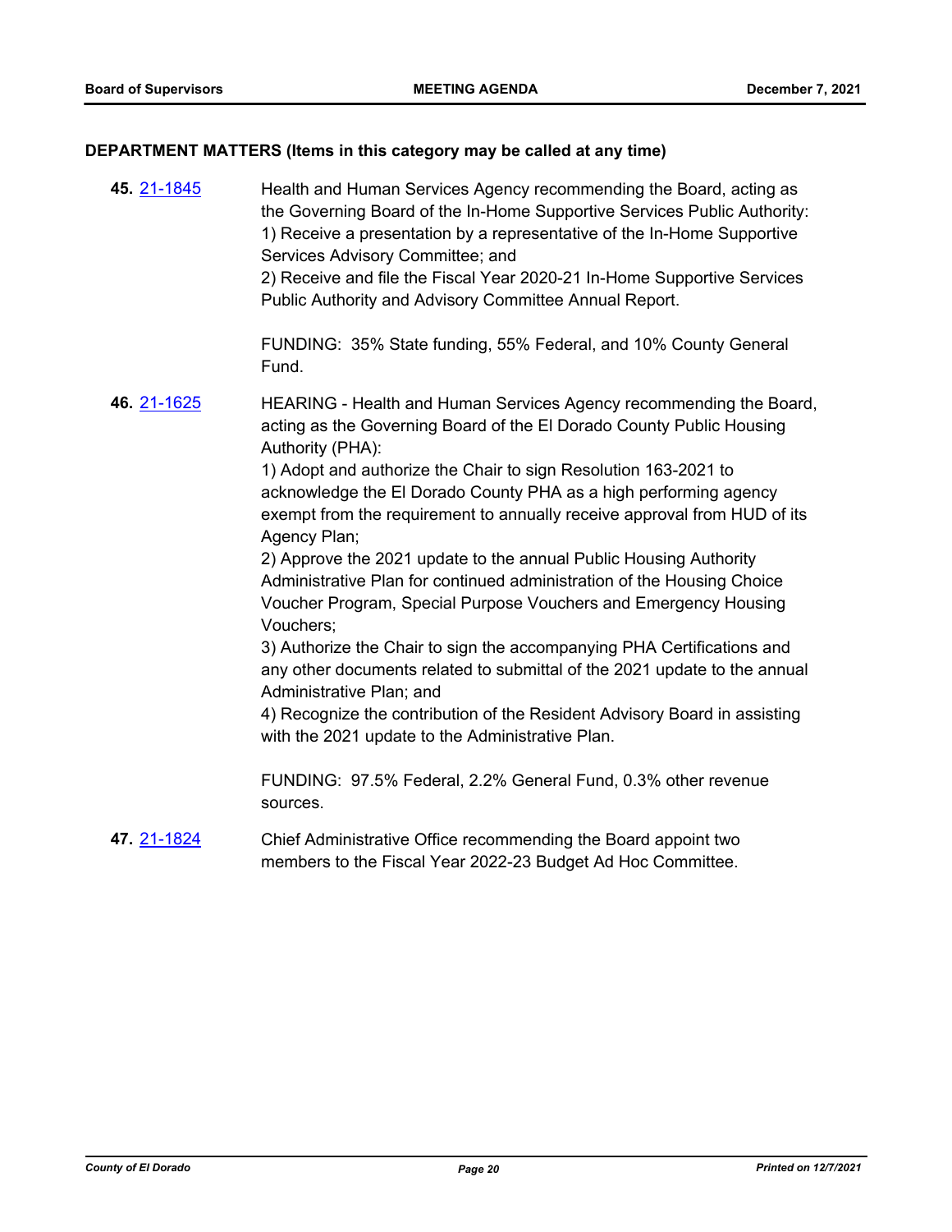## DEPARTMENT MATTERS (Items in this category may be called at any time)

**45.** [21-1845](21-1845)

Health and Human Services Agency recommending the Board, acting as the Governing Board of the In-Home Supportive Services Public Authority:
1) Receive a presentation by a representative of the In-Home Supportive Services Advisory Committee; and
2) Receive and file the Fiscal Year 2020-21 In-Home Supportive Services Public Authority and Advisory Committee Annual Report.

FUNDING: 35% State funding, 55% Federal, and 10% County General Fund.

**46.** [21-1625](21-1625)

HEARING - Health and Human Services Agency recommending the Board, acting as the Governing Board of the El Dorado County Public Housing Authority (PHA):
1) Adopt and authorize the Chair to sign Resolution 163-2021 to acknowledge the El Dorado County PHA as a high performing agency exempt from the requirement to annually receive approval from HUD of its Agency Plan;
2) Approve the 2021 update to the annual Public Housing Authority Administrative Plan for continued administration of the Housing Choice Voucher Program, Special Purpose Vouchers and Emergency Housing Vouchers;
3) Authorize the Chair to sign the accompanying PHA Certifications and any other documents related to submittal of the 2021 update to the annual Administrative Plan; and
4) Recognize the contribution of the Resident Advisory Board in assisting with the 2021 update to the Administrative Plan.

FUNDING: 97.5% Federal, 2.2% General Fund, 0.3% other revenue sources.

**47.** [21-1824](21-1824)

Chief Administrative Office recommending the Board appoint two members to the Fiscal Year 2022-23 Budget Ad Hoc Committee.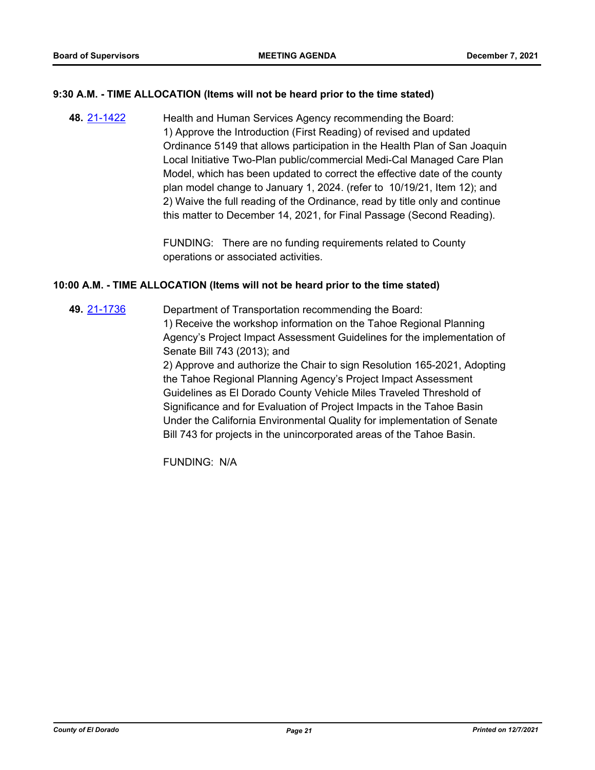### 9:30 A.M. - TIME ALLOCATION (Items will not be heard prior to the time stated)

**48.** 21-1422 Health and Human Services Agency recommending the Board:
1) Approve the Introduction (First Reading) of revised and updated Ordinance 5149 that allows participation in the Health Plan of San Joaquin Local Initiative Two-Plan public/commercial Medi-Cal Managed Care Plan Model, which has been updated to correct the effective date of the county plan model change to January 1, 2024. (refer to 10/19/21, Item 12); and
2) Waive the full reading of the Ordinance, read by title only and continue this matter to December 14, 2021, for Final Passage (Second Reading).

FUNDING: There are no funding requirements related to County operations or associated activities.

### 10:00 A.M. - TIME ALLOCATION (Items will not be heard prior to the time stated)

**49.** 21-1736 Department of Transportation recommending the Board:
1) Receive the workshop information on the Tahoe Regional Planning Agency's Project Impact Assessment Guidelines for the implementation of Senate Bill 743 (2013); and
2) Approve and authorize the Chair to sign Resolution 165-2021, Adopting the Tahoe Regional Planning Agency's Project Impact Assessment Guidelines as El Dorado County Vehicle Miles Traveled Threshold of Significance and for Evaluation of Project Impacts in the Tahoe Basin Under the California Environmental Quality for implementation of Senate Bill 743 for projects in the unincorporated areas of the Tahoe Basin.

FUNDING: N/A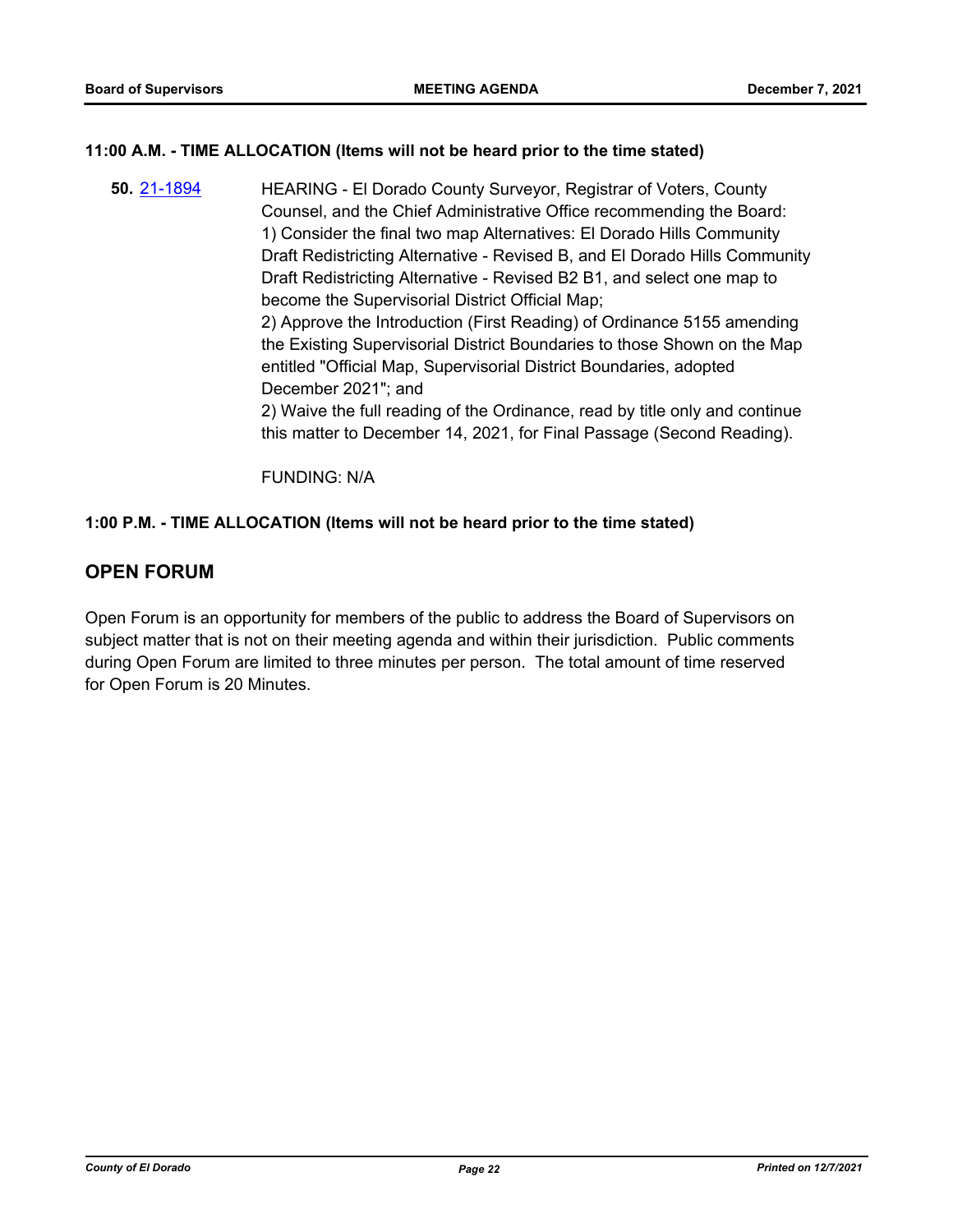**11:00 A.M. - TIME ALLOCATION (Items will not be heard prior to the time stated)**

**50.** 21-1894 HEARING - El Dorado County Surveyor, Registrar of Voters, County Counsel, and the Chief Administrative Office recommending the Board:
1) Consider the final two map Alternatives: El Dorado Hills Community Draft Redistricting Alternative - Revised B, and El Dorado Hills Community Draft Redistricting Alternative - Revised B2 B1, and select one map to become the Supervisorial District Official Map;
2) Approve the Introduction (First Reading) of Ordinance 5155 amending the Existing Supervisorial District Boundaries to those Shown on the Map entitled "Official Map, Supervisorial District Boundaries, adopted December 2021"; and
2) Waive the full reading of the Ordinance, read by title only and continue this matter to December 14, 2021, for Final Passage (Second Reading).

FUNDING: N/A

**1:00 P.M. - TIME ALLOCATION (Items will not be heard prior to the time stated)**

## OPEN FORUM

Open Forum is an opportunity for members of the public to address the Board of Supervisors on subject matter that is not on their meeting agenda and within their jurisdiction. Public comments during Open Forum are limited to three minutes per person. The total amount of time reserved for Open Forum is 20 Minutes.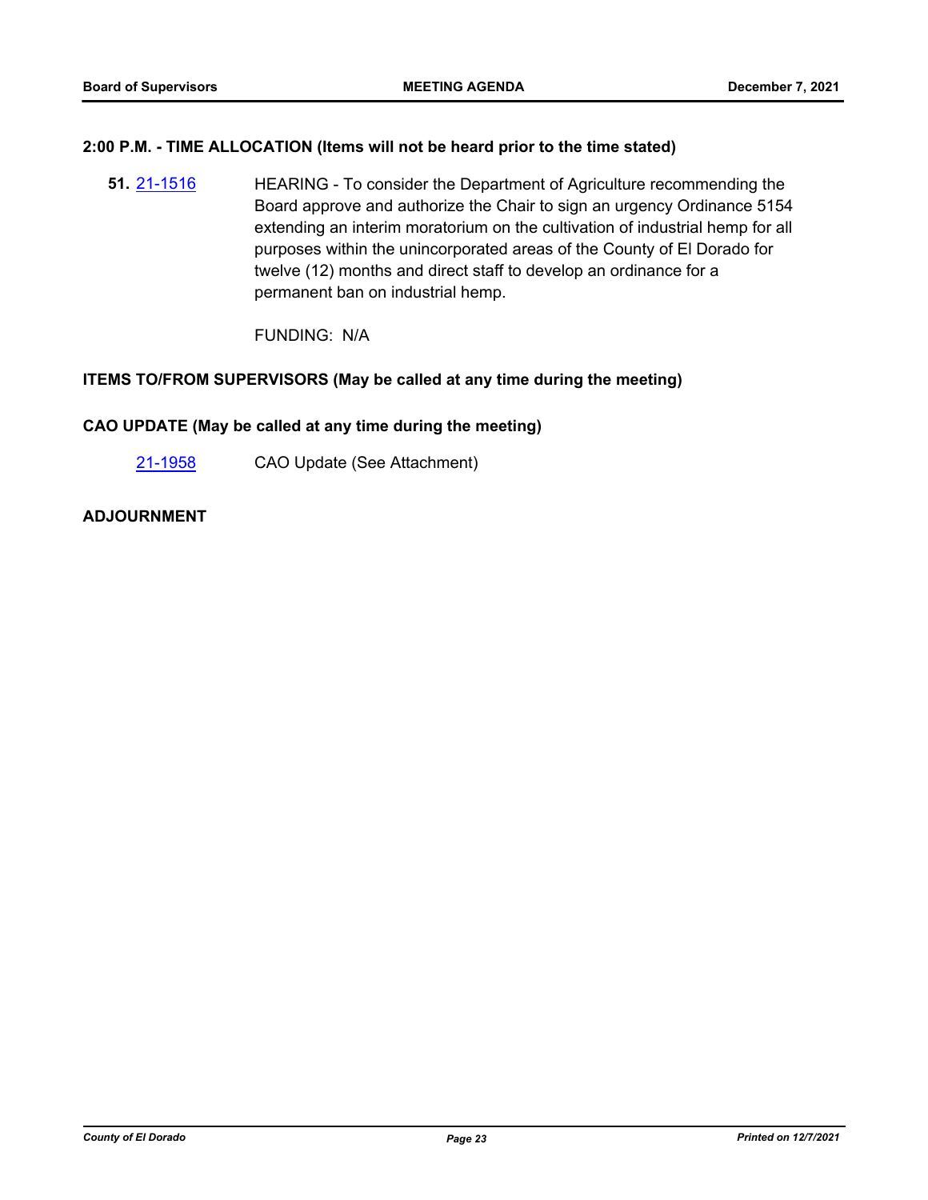**2:00 P.M. - TIME ALLOCATION (Items will not be heard prior to the time stated)**

**51.** 21-1516 HEARING - To consider the Department of Agriculture recommending the Board approve and authorize the Chair to sign an urgency Ordinance 5154 extending an interim moratorium on the cultivation of industrial hemp for all purposes within the unincorporated areas of the County of El Dorado for twelve (12) months and direct staff to develop an ordinance for a permanent ban on industrial hemp.

FUNDING: N/A

**ITEMS TO/FROM SUPERVISORS (May be called at any time during the meeting)**

**CAO UPDATE (May be called at any time during the meeting)**

21-1958 CAO Update (See Attachment)

**ADJOURNMENT**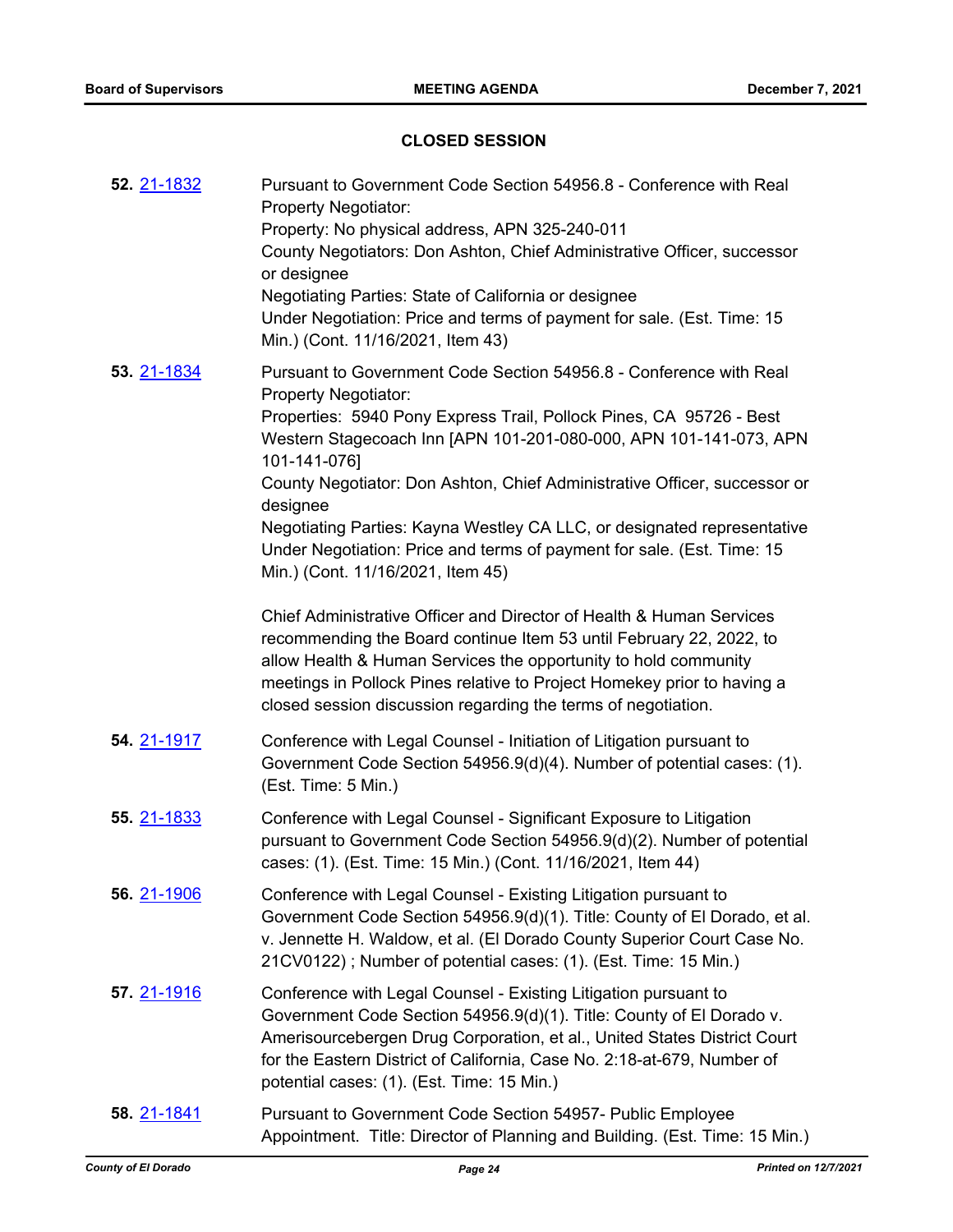## CLOSED SESSION

**52.** 21-1832 Pursuant to Government Code Section 54956.8 - Conference with Real Property Negotiator:
Property: No physical address, APN 325-240-011
County Negotiators: Don Ashton, Chief Administrative Officer, successor or designee
Negotiating Parties: State of California or designee
Under Negotiation: Price and terms of payment for sale. (Est. Time: 15 Min.) (Cont. 11/16/2021, Item 43)

**53.** 21-1834 Pursuant to Government Code Section 54956.8 - Conference with Real Property Negotiator:
Properties: 5940 Pony Express Trail, Pollock Pines, CA 95726 - Best Western Stagecoach Inn [APN 101-201-080-000, APN 101-141-073, APN 101-141-076]
County Negotiator: Don Ashton, Chief Administrative Officer, successor or designee
Negotiating Parties: Kayna Westley CA LLC, or designated representative
Under Negotiation: Price and terms of payment for sale. (Est. Time: 15 Min.) (Cont. 11/16/2021, Item 45)

Chief Administrative Officer and Director of Health & Human Services recommending the Board continue Item 53 until February 22, 2022, to allow Health & Human Services the opportunity to hold community meetings in Pollock Pines relative to Project Homekey prior to having a closed session discussion regarding the terms of negotiation.

**54.** 21-1917 Conference with Legal Counsel - Initiation of Litigation pursuant to Government Code Section 54956.9(d)(4). Number of potential cases: (1). (Est. Time: 5 Min.)

**55.** 21-1833 Conference with Legal Counsel - Significant Exposure to Litigation pursuant to Government Code Section 54956.9(d)(2). Number of potential cases: (1). (Est. Time: 15 Min.) (Cont. 11/16/2021, Item 44)

**56.** 21-1906 Conference with Legal Counsel - Existing Litigation pursuant to Government Code Section 54956.9(d)(1). Title: County of El Dorado, et al. v. Jennette H. Waldow, et al. (El Dorado County Superior Court Case No. 21CV0122) ; Number of potential cases: (1). (Est. Time: 15 Min.)

**57.** 21-1916 Conference with Legal Counsel - Existing Litigation pursuant to Government Code Section 54956.9(d)(1). Title: County of El Dorado v. Amerisourcebergen Drug Corporation, et al., United States District Court for the Eastern District of California, Case No. 2:18-at-679, Number of potential cases: (1). (Est. Time: 15 Min.)

**58.** 21-1841 Pursuant to Government Code Section 54957- Public Employee Appointment. Title: Director of Planning and Building. (Est. Time: 15 Min.)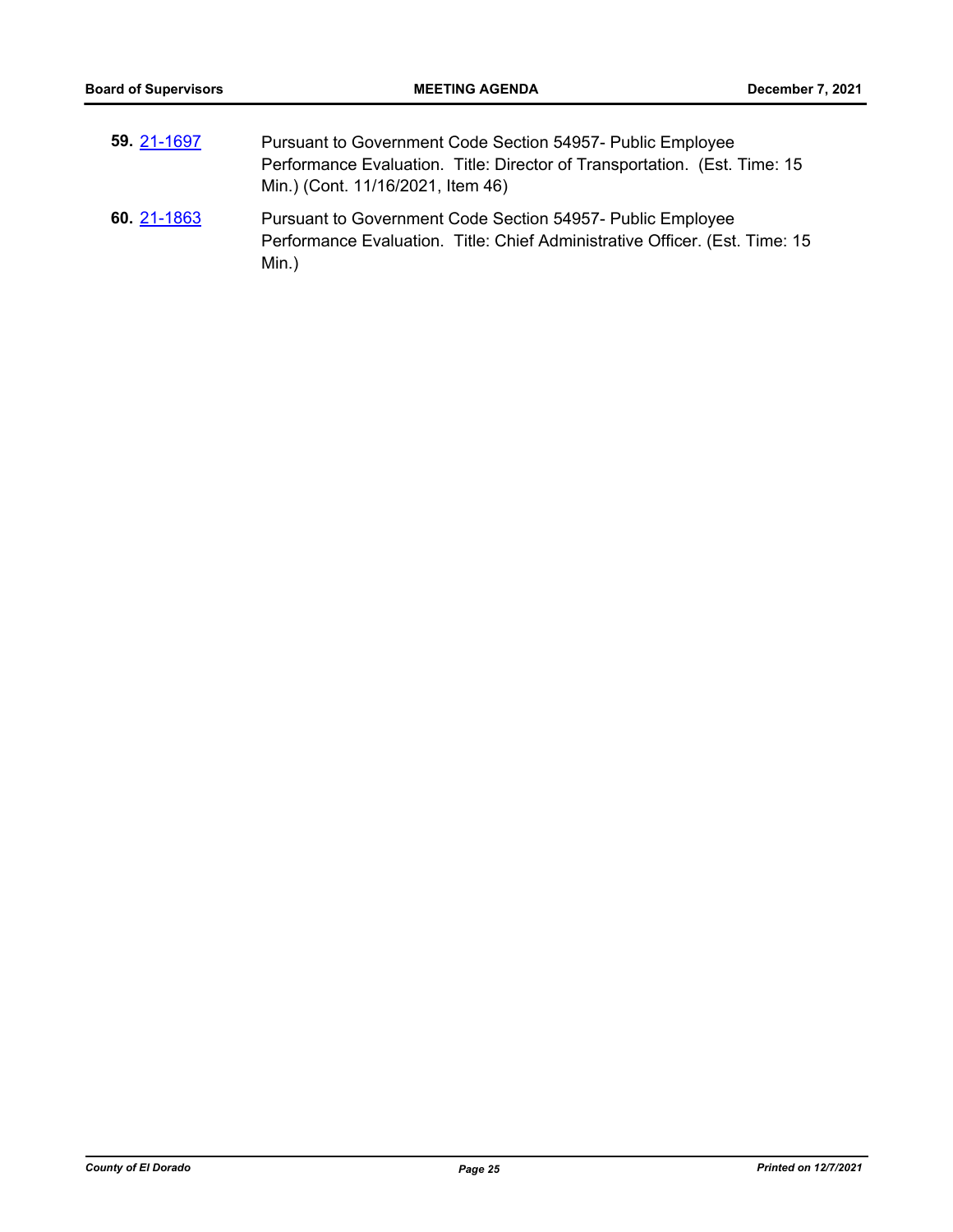**59.** 21-1697 Pursuant to Government Code Section 54957- Public Employee Performance Evaluation. Title: Director of Transportation. (Est. Time: 15 Min.) (Cont. 11/16/2021, Item 46)

**60.** 21-1863 Pursuant to Government Code Section 54957- Public Employee Performance Evaluation. Title: Chief Administrative Officer. (Est. Time: 15 Min.)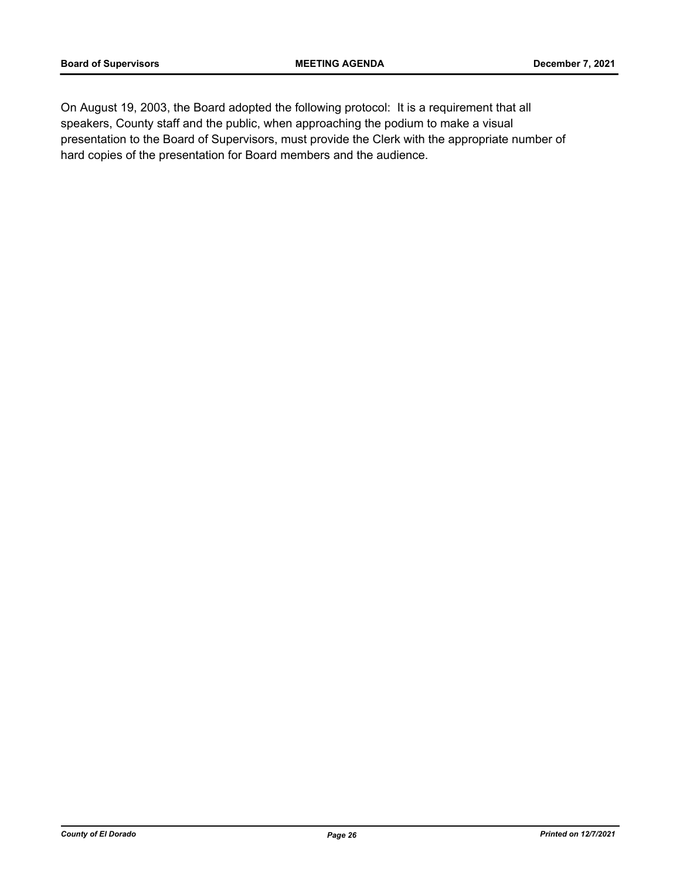On August 19, 2003, the Board adopted the following protocol: It is a requirement that all speakers, County staff and the public, when approaching the podium to make a visual presentation to the Board of Supervisors, must provide the Clerk with the appropriate number of hard copies of the presentation for Board members and the audience.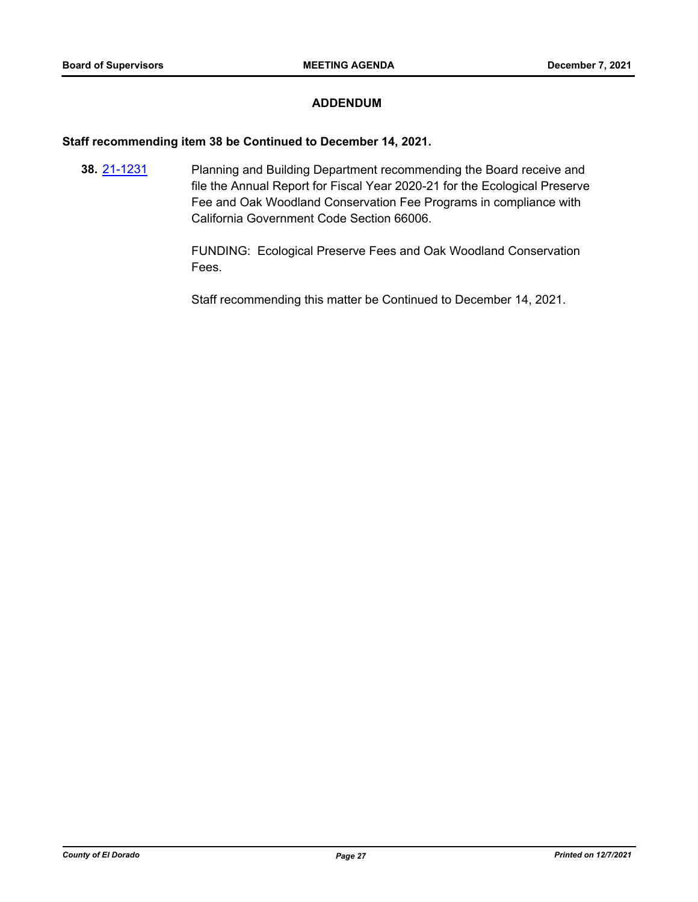## ADDENDUM

**Staff recommending item 38 be Continued to December 14, 2021.**

**38.** [21-1231](21-1231) Planning and Building Department recommending the Board receive and file the Annual Report for Fiscal Year 2020-21 for the Ecological Preserve Fee and Oak Woodland Conservation Fee Programs in compliance with California Government Code Section 66006.

FUNDING: Ecological Preserve Fees and Oak Woodland Conservation Fees.

Staff recommending this matter be Continued to December 14, 2021.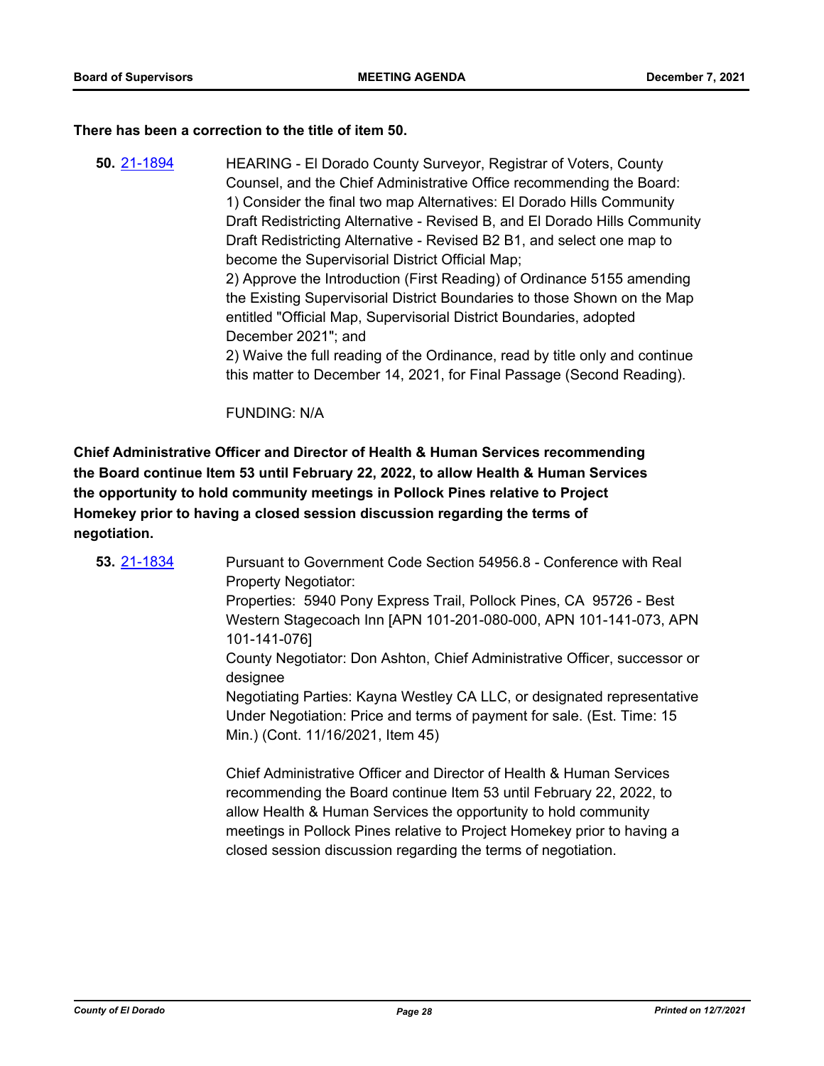**There has been a correction to the title of item 50.**

**50.** 21-1894 HEARING - El Dorado County Surveyor, Registrar of Voters, County Counsel, and the Chief Administrative Office recommending the Board:
1) Consider the final two map Alternatives: El Dorado Hills Community Draft Redistricting Alternative - Revised B, and El Dorado Hills Community Draft Redistricting Alternative - Revised B2 B1, and select one map to become the Supervisorial District Official Map;
2) Approve the Introduction (First Reading) of Ordinance 5155 amending the Existing Supervisorial District Boundaries to those Shown on the Map entitled "Official Map, Supervisorial District Boundaries, adopted December 2021"; and
2) Waive the full reading of the Ordinance, read by title only and continue this matter to December 14, 2021, for Final Passage (Second Reading).

FUNDING: N/A

**Chief Administrative Officer and Director of Health & Human Services recommending the Board continue Item 53 until February 22, 2022, to allow Health & Human Services the opportunity to hold community meetings in Pollock Pines relative to Project Homekey prior to having a closed session discussion regarding the terms of negotiation.**

**53.** 21-1834 Pursuant to Government Code Section 54956.8 - Conference with Real Property Negotiator:
Properties: 5940 Pony Express Trail, Pollock Pines, CA 95726 - Best Western Stagecoach Inn [APN 101-201-080-000, APN 101-141-073, APN 101-141-076]
County Negotiator: Don Ashton, Chief Administrative Officer, successor or designee
Negotiating Parties: Kayna Westley CA LLC, or designated representative
Under Negotiation: Price and terms of payment for sale. (Est. Time: 15 Min.) (Cont. 11/16/2021, Item 45)

Chief Administrative Officer and Director of Health & Human Services recommending the Board continue Item 53 until February 22, 2022, to allow Health & Human Services the opportunity to hold community meetings in Pollock Pines relative to Project Homekey prior to having a closed session discussion regarding the terms of negotiation.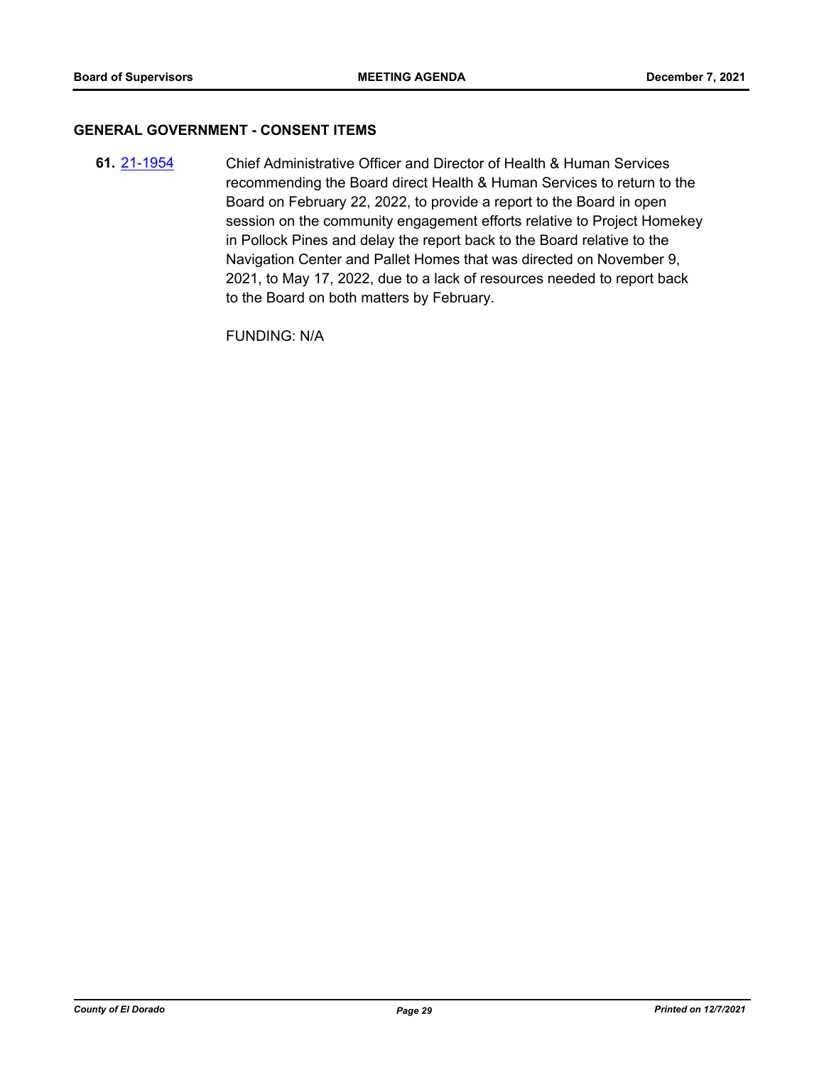## GENERAL GOVERNMENT - CONSENT ITEMS

**61.** 21-1954 Chief Administrative Officer and Director of Health & Human Services recommending the Board direct Health & Human Services to return to the Board on February 22, 2022, to provide a report to the Board in open session on the community engagement efforts relative to Project Homekey in Pollock Pines and delay the report back to the Board relative to the Navigation Center and Pallet Homes that was directed on November 9, 2021, to May 17, 2022, due to a lack of resources needed to report back to the Board on both matters by February.

FUNDING: N/A